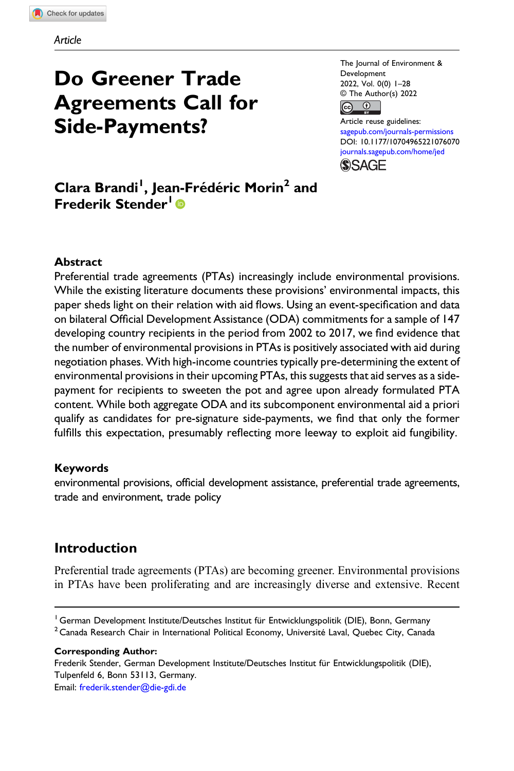Article

# Do Greener Trade Agreements Call for Side-Payments?

The Journal of Environment & Development
2022, Vol. 0(0) 1–28
© The Author(s) 2022
Article reuse guidelines:
sagepub.com/journals-permissions
DOI: 10.1177/10704965221076070
journals.sagepub.com/home/jed

**Clara Brandi[1], Jean-Frédéric Morin[2] and Frederik Stender[1]**

## Abstract

Preferential trade agreements (PTAs) increasingly include environmental provisions. While the existing literature documents these provisions' environmental impacts, this paper sheds light on their relation with aid flows. Using an event-specification and data on bilateral Official Development Assistance (ODA) commitments for a sample of 147 developing country recipients in the period from 2002 to 2017, we find evidence that the number of environmental provisions in PTAs is positively associated with aid during negotiation phases. With high-income countries typically pre-determining the extent of environmental provisions in their upcoming PTAs, this suggests that aid serves as a side-payment for recipients to sweeten the pot and agree upon already formulated PTA content. While both aggregate ODA and its subcomponent environmental aid a priori qualify as candidates for pre-signature side-payments, we find that only the former fulfills this expectation, presumably reflecting more leeway to exploit aid fungibility.

## Keywords

environmental provisions, official development assistance, preferential trade agreements, trade and environment, trade policy

## Introduction

Preferential trade agreements (PTAs) are becoming greener. Environmental provisions in PTAs have been proliferating and are increasingly diverse and extensive. Recent

---

[1] German Development Institute/Deutsches Institut für Entwicklungspolitik (DIE), Bonn, Germany
[2] Canada Research Chair in International Political Economy, Université Laval, Quebec City, Canada

**Corresponding Author:**
Frederik Stender, German Development Institute/Deutsches Institut für Entwicklungspolitik (DIE), Tulpenfeld 6, Bonn 53113, Germany.
Email: frederik.stender@die-gdi.de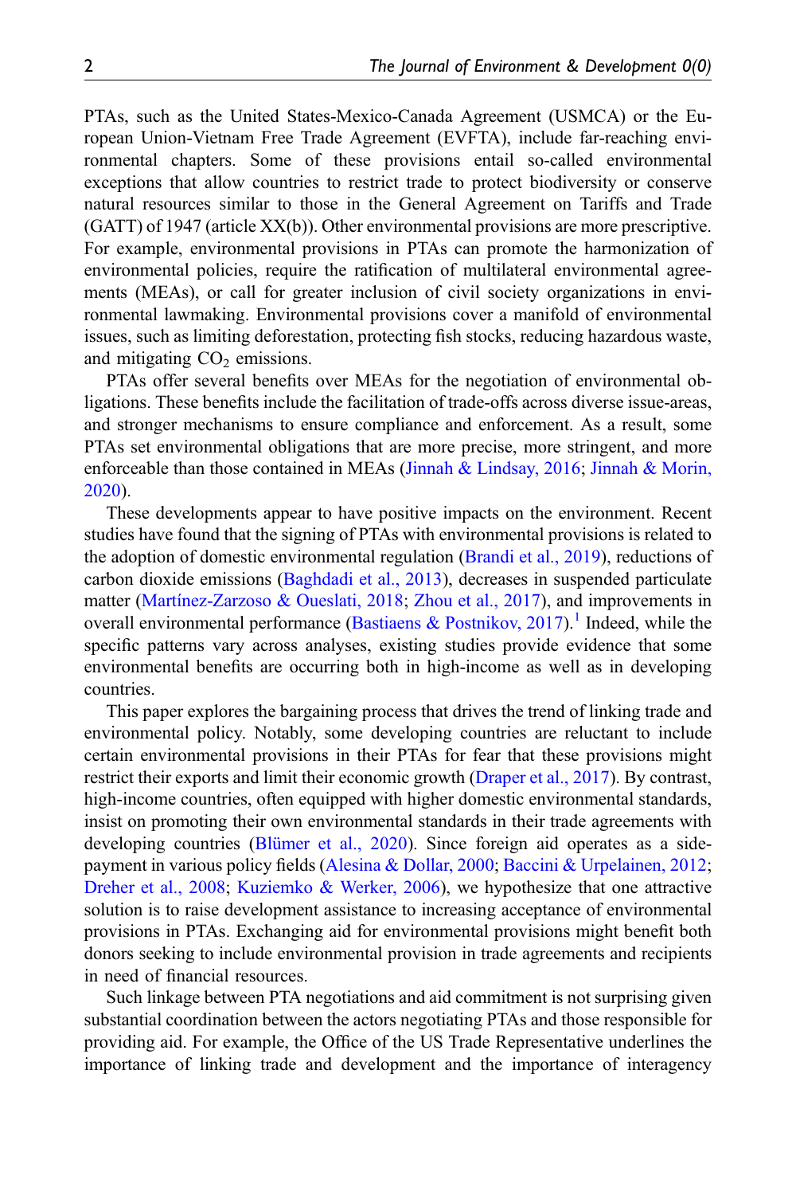PTAs, such as the United States-Mexico-Canada Agreement (USMCA) or the European Union-Vietnam Free Trade Agreement (EVFTA), include far-reaching environmental chapters. Some of these provisions entail so-called environmental exceptions that allow countries to restrict trade to protect biodiversity or conserve natural resources similar to those in the General Agreement on Tariffs and Trade (GATT) of 1947 (article XX(b)). Other environmental provisions are more prescriptive. For example, environmental provisions in PTAs can promote the harmonization of environmental policies, require the ratification of multilateral environmental agreements (MEAs), or call for greater inclusion of civil society organizations in environmental lawmaking. Environmental provisions cover a manifold of environmental issues, such as limiting deforestation, protecting fish stocks, reducing hazardous waste, and mitigating $CO_2$ emissions.

PTAs offer several benefits over MEAs for the negotiation of environmental obligations. These benefits include the facilitation of trade-offs across diverse issue-areas, and stronger mechanisms to ensure compliance and enforcement. As a result, some PTAs set environmental obligations that are more precise, more stringent, and more enforceable than those contained in MEAs (Jinnah & Lindsay, 2016; Jinnah & Morin, 2020).

These developments appear to have positive impacts on the environment. Recent studies have found that the signing of PTAs with environmental provisions is related to the adoption of domestic environmental regulation (Brandi et al., 2019), reductions of carbon dioxide emissions (Baghdadi et al., 2013), decreases in suspended particulate matter (Martínez-Zarzoso & Oueslati, 2018; Zhou et al., 2017), and improvements in overall environmental performance (Bastiaens & Postnikov, 2017).[1] Indeed, while the specific patterns vary across analyses, existing studies provide evidence that some environmental benefits are occurring both in high-income as well as in developing countries.

This paper explores the bargaining process that drives the trend of linking trade and environmental policy. Notably, some developing countries are reluctant to include certain environmental provisions in their PTAs for fear that these provisions might restrict their exports and limit their economic growth (Draper et al., 2017). By contrast, high-income countries, often equipped with higher domestic environmental standards, insist on promoting their own environmental standards in their trade agreements with developing countries (Blümer et al., 2020). Since foreign aid operates as a side-payment in various policy fields (Alesina & Dollar, 2000; Baccini & Urpelainen, 2012; Dreher et al., 2008; Kuziemko & Werker, 2006), we hypothesize that one attractive solution is to raise development assistance to increasing acceptance of environmental provisions in PTAs. Exchanging aid for environmental provisions might benefit both donors seeking to include environmental provision in trade agreements and recipients in need of financial resources.

Such linkage between PTA negotiations and aid commitment is not surprising given substantial coordination between the actors negotiating PTAs and those responsible for providing aid. For example, the Office of the US Trade Representative underlines the importance of linking trade and development and the importance of interagency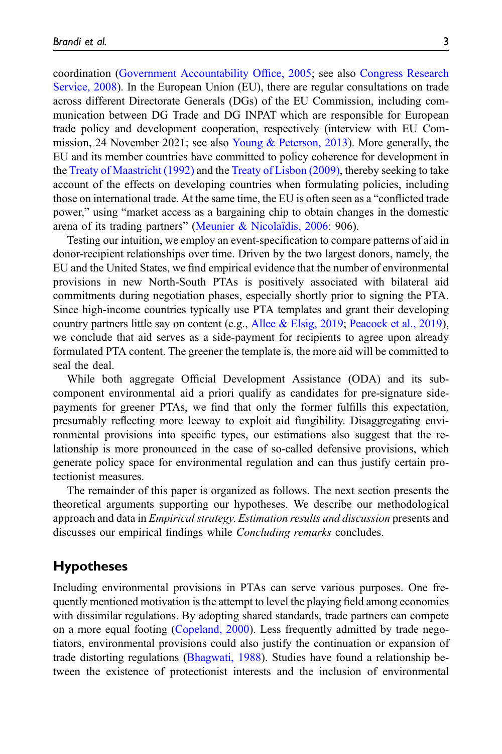coordination (Government Accountability Office, 2005; see also Congress Research Service, 2008). In the European Union (EU), there are regular consultations on trade across different Directorate Generals (DGs) of the EU Commission, including communication between DG Trade and DG INPAT which are responsible for European trade policy and development cooperation, respectively (interview with EU Commission, 24 November 2021; see also Young & Peterson, 2013). More generally, the EU and its member countries have committed to policy coherence for development in the Treaty of Maastricht (1992) and the Treaty of Lisbon (2009), thereby seeking to take account of the effects on developing countries when formulating policies, including those on international trade. At the same time, the EU is often seen as a "conflicted trade power," using "market access as a bargaining chip to obtain changes in the domestic arena of its trading partners" (Meunier & Nicolaïdis, 2006: 906).

Testing our intuition, we employ an event-specification to compare patterns of aid in donor-recipient relationships over time. Driven by the two largest donors, namely, the EU and the United States, we find empirical evidence that the number of environmental provisions in new North-South PTAs is positively associated with bilateral aid commitments during negotiation phases, especially shortly prior to signing the PTA. Since high-income countries typically use PTA templates and grant their developing country partners little say on content (e.g., Allee & Elsig, 2019; Peacock et al., 2019), we conclude that aid serves as a side-payment for recipients to agree upon already formulated PTA content. The greener the template is, the more aid will be committed to seal the deal.

While both aggregate Official Development Assistance (ODA) and its subcomponent environmental aid a priori qualify as candidates for pre-signature side-payments for greener PTAs, we find that only the former fulfills this expectation, presumably reflecting more leeway to exploit aid fungibility. Disaggregating environmental provisions into specific types, our estimations also suggest that the relationship is more pronounced in the case of so-called defensive provisions, which generate policy space for environmental regulation and can thus justify certain protectionist measures.

The remainder of this paper is organized as follows. The next section presents the theoretical arguments supporting our hypotheses. We describe our methodological approach and data in *Empirical strategy*. *Estimation results and discussion* presents and discusses our empirical findings while *Concluding remarks* concludes.

## Hypotheses

Including environmental provisions in PTAs can serve various purposes. One frequently mentioned motivation is the attempt to level the playing field among economies with dissimilar regulations. By adopting shared standards, trade partners can compete on a more equal footing (Copeland, 2000). Less frequently admitted by trade negotiators, environmental provisions could also justify the continuation or expansion of trade distorting regulations (Bhagwati, 1988). Studies have found a relationship between the existence of protectionist interests and the inclusion of environmental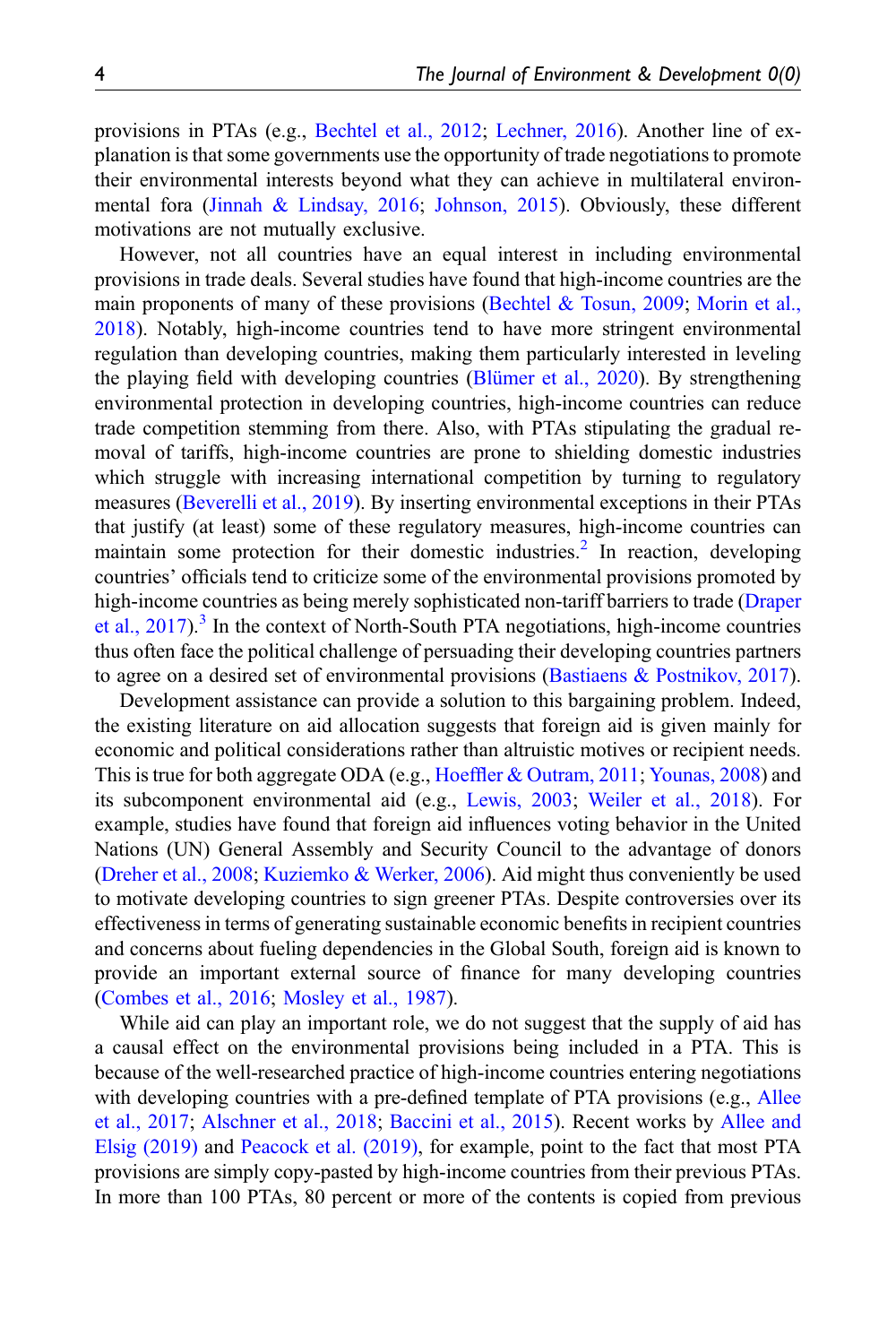provisions in PTAs (e.g., Bechtel et al., 2012; Lechner, 2016). Another line of explanation is that some governments use the opportunity of trade negotiations to promote their environmental interests beyond what they can achieve in multilateral environmental fora (Jinnah & Lindsay, 2016; Johnson, 2015). Obviously, these different motivations are not mutually exclusive.

However, not all countries have an equal interest in including environmental provisions in trade deals. Several studies have found that high-income countries are the main proponents of many of these provisions (Bechtel & Tosun, 2009; Morin et al., 2018). Notably, high-income countries tend to have more stringent environmental regulation than developing countries, making them particularly interested in leveling the playing field with developing countries (Blümer et al., 2020). By strengthening environmental protection in developing countries, high-income countries can reduce trade competition stemming from there. Also, with PTAs stipulating the gradual removal of tariffs, high-income countries are prone to shielding domestic industries which struggle with increasing international competition by turning to regulatory measures (Beverelli et al., 2019). By inserting environmental exceptions in their PTAs that justify (at least) some of these regulatory measures, high-income countries can maintain some protection for their domestic industries.[2] In reaction, developing countries' officials tend to criticize some of the environmental provisions promoted by high-income countries as being merely sophisticated non-tariff barriers to trade (Draper et al., 2017).[3] In the context of North-South PTA negotiations, high-income countries thus often face the political challenge of persuading their developing countries partners to agree on a desired set of environmental provisions (Bastiaens & Postnikov, 2017).

Development assistance can provide a solution to this bargaining problem. Indeed, the existing literature on aid allocation suggests that foreign aid is given mainly for economic and political considerations rather than altruistic motives or recipient needs. This is true for both aggregate ODA (e.g., Hoeffler & Outram, 2011; Younas, 2008) and its subcomponent environmental aid (e.g., Lewis, 2003; Weiler et al., 2018). For example, studies have found that foreign aid influences voting behavior in the United Nations (UN) General Assembly and Security Council to the advantage of donors (Dreher et al., 2008; Kuziemko & Werker, 2006). Aid might thus conveniently be used to motivate developing countries to sign greener PTAs. Despite controversies over its effectiveness in terms of generating sustainable economic benefits in recipient countries and concerns about fueling dependencies in the Global South, foreign aid is known to provide an important external source of finance for many developing countries (Combes et al., 2016; Mosley et al., 1987).

While aid can play an important role, we do not suggest that the supply of aid has a causal effect on the environmental provisions being included in a PTA. This is because of the well-researched practice of high-income countries entering negotiations with developing countries with a pre-defined template of PTA provisions (e.g., Allee et al., 2017; Alschner et al., 2018; Baccini et al., 2015). Recent works by Allee and Elsig (2019) and Peacock et al. (2019), for example, point to the fact that most PTA provisions are simply copy-pasted by high-income countries from their previous PTAs. In more than 100 PTAs, 80 percent or more of the contents is copied from previous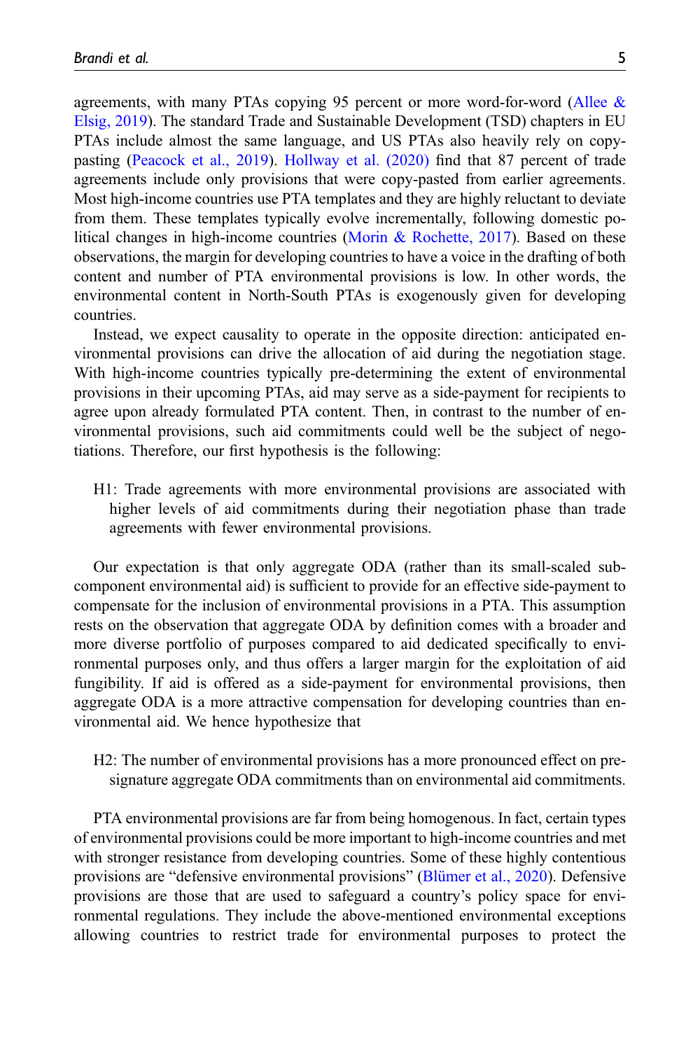agreements, with many PTAs copying 95 percent or more word-for-word (Allee & Elsig, 2019). The standard Trade and Sustainable Development (TSD) chapters in EU PTAs include almost the same language, and US PTAs also heavily rely on copy-pasting (Peacock et al., 2019). Hollway et al. (2020) find that 87 percent of trade agreements include only provisions that were copy-pasted from earlier agreements. Most high-income countries use PTA templates and they are highly reluctant to deviate from them. These templates typically evolve incrementally, following domestic political changes in high-income countries (Morin & Rochette, 2017). Based on these observations, the margin for developing countries to have a voice in the drafting of both content and number of PTA environmental provisions is low. In other words, the environmental content in North-South PTAs is exogenously given for developing countries.

Instead, we expect causality to operate in the opposite direction: anticipated environmental provisions can drive the allocation of aid during the negotiation stage. With high-income countries typically pre-determining the extent of environmental provisions in their upcoming PTAs, aid may serve as a side-payment for recipients to agree upon already formulated PTA content. Then, in contrast to the number of environmental provisions, such aid commitments could well be the subject of negotiations. Therefore, our first hypothesis is the following:

> H1: Trade agreements with more environmental provisions are associated with higher levels of aid commitments during their negotiation phase than trade agreements with fewer environmental provisions.

Our expectation is that only aggregate ODA (rather than its small-scaled subcomponent environmental aid) is sufficient to provide for an effective side-payment to compensate for the inclusion of environmental provisions in a PTA. This assumption rests on the observation that aggregate ODA by definition comes with a broader and more diverse portfolio of purposes compared to aid dedicated specifically to environmental purposes only, and thus offers a larger margin for the exploitation of aid fungibility. If aid is offered as a side-payment for environmental provisions, then aggregate ODA is a more attractive compensation for developing countries than environmental aid. We hence hypothesize that

> H2: The number of environmental provisions has a more pronounced effect on pre-signature aggregate ODA commitments than on environmental aid commitments.

PTA environmental provisions are far from being homogenous. In fact, certain types of environmental provisions could be more important to high-income countries and met with stronger resistance from developing countries. Some of these highly contentious provisions are "defensive environmental provisions" (Blümer et al., 2020). Defensive provisions are those that are used to safeguard a country's policy space for environmental regulations. They include the above-mentioned environmental exceptions allowing countries to restrict trade for environmental purposes to protect the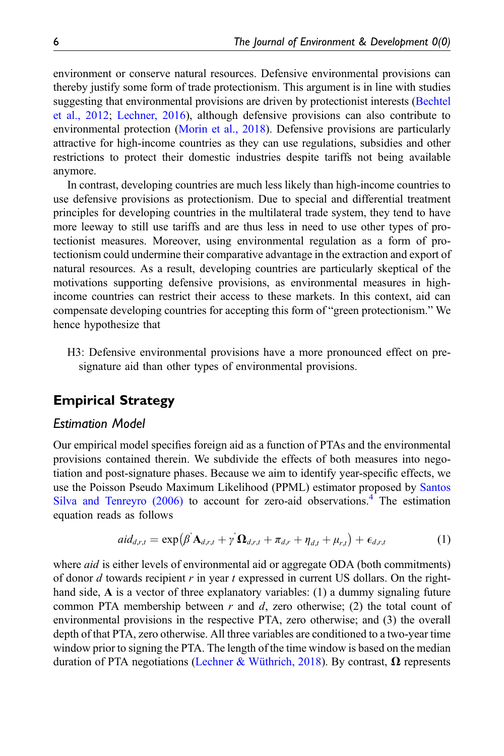environment or conserve natural resources. Defensive environmental provisions can thereby justify some form of trade protectionism. This argument is in line with studies suggesting that environmental provisions are driven by protectionist interests (Bechtel et al., 2012; Lechner, 2016), although defensive provisions can also contribute to environmental protection (Morin et al., 2018). Defensive provisions are particularly attractive for high-income countries as they can use regulations, subsidies and other restrictions to protect their domestic industries despite tariffs not being available anymore.

In contrast, developing countries are much less likely than high-income countries to use defensive provisions as protectionism. Due to special and differential treatment principles for developing countries in the multilateral trade system, they tend to have more leeway to still use tariffs and are thus less in need to use other types of protectionist measures. Moreover, using environmental regulation as a form of protectionism could undermine their comparative advantage in the extraction and export of natural resources. As a result, developing countries are particularly skeptical of the motivations supporting defensive provisions, as environmental measures in high-income countries can restrict their access to these markets. In this context, aid can compensate developing countries for accepting this form of "green protectionism." We hence hypothesize that

H3: Defensive environmental provisions have a more pronounced effect on pre-signature aid than other types of environmental provisions.

## Empirical Strategy

### Estimation Model

Our empirical model specifies foreign aid as a function of PTAs and the environmental provisions contained therein. We subdivide the effects of both measures into negotiation and post-signature phases. Because we aim to identify year-specific effects, we use the Poisson Pseudo Maximum Likelihood (PPML) estimator proposed by Santos Silva and Tenreyro (2006) to account for zero-aid observations.[4] The estimation equation reads as follows

$$aid_{d,r,t} = \exp\left(\beta^{'}\mathbf{A}_{d,r,t} + \gamma^{'}\mathbf{\Omega}_{d,r,t} + \pi_{d,r} + \eta_{d,t} + \mu_{r,t}\right) + \epsilon_{d,r,t} \tag{1}$$

where *aid* is either levels of environmental aid or aggregate ODA (both commitments) of donor $d$ towards recipient $r$ in year $t$ expressed in current US dollars. On the right-hand side, $\mathbf{A}$ is a vector of three explanatory variables: (1) a dummy signaling future common PTA membership between $r$ and $d$, zero otherwise; (2) the total count of environmental provisions in the respective PTA, zero otherwise; and (3) the overall depth of that PTA, zero otherwise. All three variables are conditioned to a two-year time window prior to signing the PTA. The length of the time window is based on the median duration of PTA negotiations (Lechner & Wüthrich, 2018). By contrast, $\mathbf{\Omega}$ represents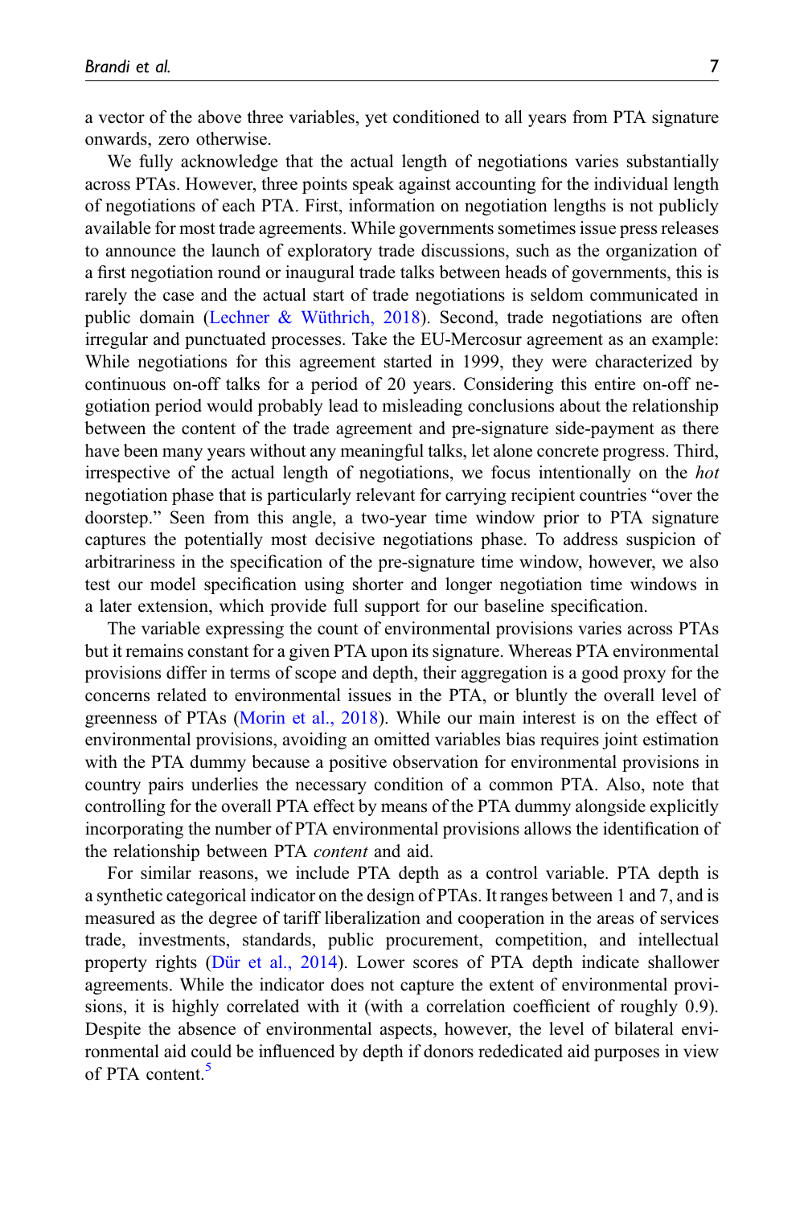a vector of the above three variables, yet conditioned to all years from PTA signature onwards, zero otherwise.

We fully acknowledge that the actual length of negotiations varies substantially across PTAs. However, three points speak against accounting for the individual length of negotiations of each PTA. First, information on negotiation lengths is not publicly available for most trade agreements. While governments sometimes issue press releases to announce the launch of exploratory trade discussions, such as the organization of a first negotiation round or inaugural trade talks between heads of governments, this is rarely the case and the actual start of trade negotiations is seldom communicated in public domain (Lechner & Wüthrich, 2018). Second, trade negotiations are often irregular and punctuated processes. Take the EU-Mercosur agreement as an example: While negotiations for this agreement started in 1999, they were characterized by continuous on-off talks for a period of 20 years. Considering this entire on-off negotiation period would probably lead to misleading conclusions about the relationship between the content of the trade agreement and pre-signature side-payment as there have been many years without any meaningful talks, let alone concrete progress. Third, irrespective of the actual length of negotiations, we focus intentionally on the *hot* negotiation phase that is particularly relevant for carrying recipient countries "over the doorstep." Seen from this angle, a two-year time window prior to PTA signature captures the potentially most decisive negotiations phase. To address suspicion of arbitrariness in the specification of the pre-signature time window, however, we also test our model specification using shorter and longer negotiation time windows in a later extension, which provide full support for our baseline specification.

The variable expressing the count of environmental provisions varies across PTAs but it remains constant for a given PTA upon its signature. Whereas PTA environmental provisions differ in terms of scope and depth, their aggregation is a good proxy for the concerns related to environmental issues in the PTA, or bluntly the overall level of greenness of PTAs (Morin et al., 2018). While our main interest is on the effect of environmental provisions, avoiding an omitted variables bias requires joint estimation with the PTA dummy because a positive observation for environmental provisions in country pairs underlies the necessary condition of a common PTA. Also, note that controlling for the overall PTA effect by means of the PTA dummy alongside explicitly incorporating the number of PTA environmental provisions allows the identification of the relationship between PTA *content* and aid.

For similar reasons, we include PTA depth as a control variable. PTA depth is a synthetic categorical indicator on the design of PTAs. It ranges between 1 and 7, and is measured as the degree of tariff liberalization and cooperation in the areas of services trade, investments, standards, public procurement, competition, and intellectual property rights (Dür et al., 2014). Lower scores of PTA depth indicate shallower agreements. While the indicator does not capture the extent of environmental provisions, it is highly correlated with it (with a correlation coefficient of roughly 0.9). Despite the absence of environmental aspects, however, the level of bilateral environmental aid could be influenced by depth if donors rededicated aid purposes in view of PTA content.[5]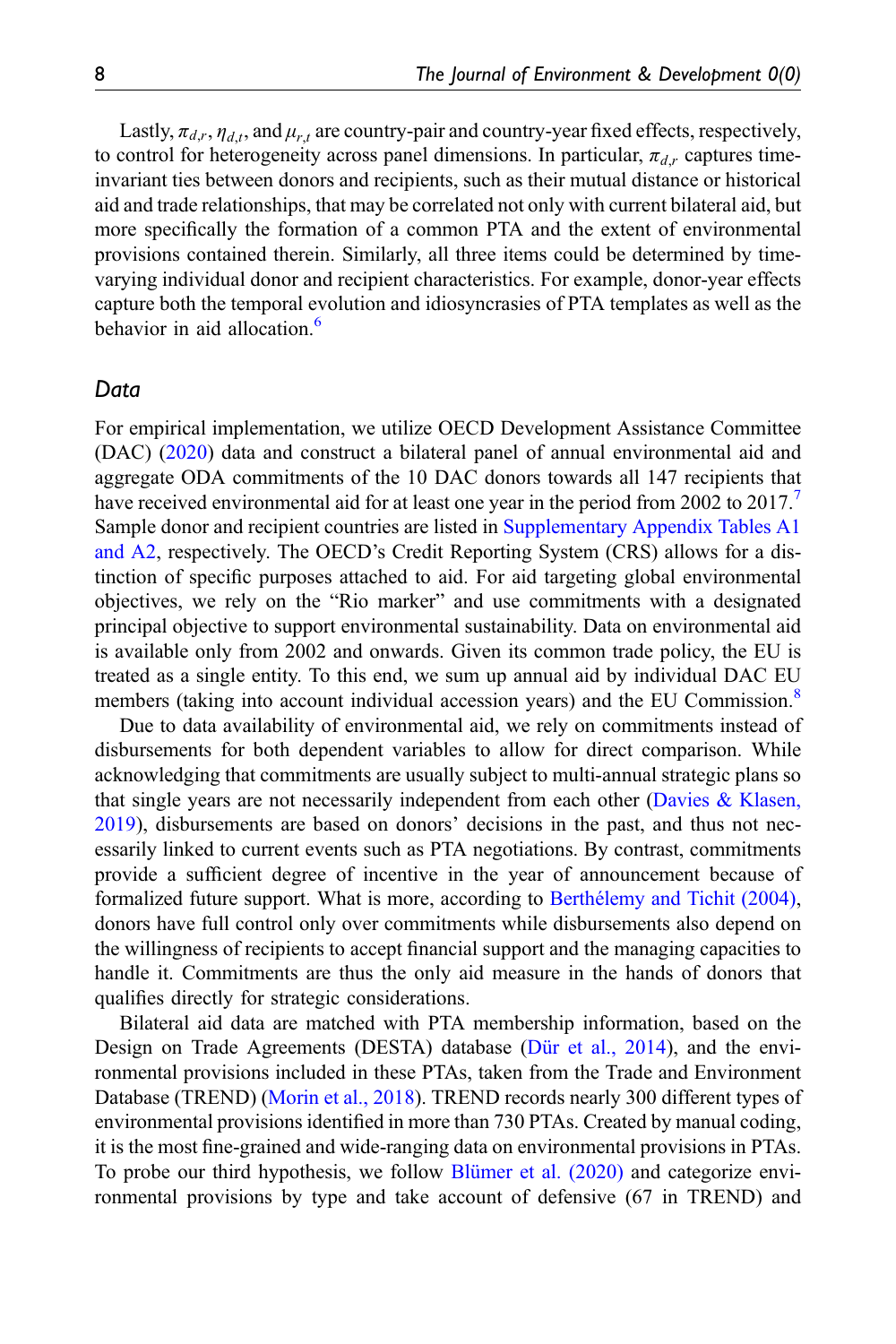Lastly, $\pi_{d,r}$, $\eta_{d,t}$, and $\mu_{r,t}$ are country-pair and country-year fixed effects, respectively, to control for heterogeneity across panel dimensions. In particular, $\pi_{d,r}$ captures time-invariant ties between donors and recipients, such as their mutual distance or historical aid and trade relationships, that may be correlated not only with current bilateral aid, but more specifically the formation of a common PTA and the extent of environmental provisions contained therein. Similarly, all three items could be determined by time-varying individual donor and recipient characteristics. For example, donor-year effects capture both the temporal evolution and idiosyncrasies of PTA templates as well as the behavior in aid allocation.[6]

## Data

For empirical implementation, we utilize OECD Development Assistance Committee (DAC) (2020) data and construct a bilateral panel of annual environmental aid and aggregate ODA commitments of the 10 DAC donors towards all 147 recipients that have received environmental aid for at least one year in the period from 2002 to 2017.[7] Sample donor and recipient countries are listed in Supplementary Appendix Tables A1 and A2, respectively. The OECD's Credit Reporting System (CRS) allows for a distinction of specific purposes attached to aid. For aid targeting global environmental objectives, we rely on the "Rio marker" and use commitments with a designated principal objective to support environmental sustainability. Data on environmental aid is available only from 2002 and onwards. Given its common trade policy, the EU is treated as a single entity. To this end, we sum up annual aid by individual DAC EU members (taking into account individual accession years) and the EU Commission.[8]

Due to data availability of environmental aid, we rely on commitments instead of disbursements for both dependent variables to allow for direct comparison. While acknowledging that commitments are usually subject to multi-annual strategic plans so that single years are not necessarily independent from each other (Davies & Klasen, 2019), disbursements are based on donors' decisions in the past, and thus not necessarily linked to current events such as PTA negotiations. By contrast, commitments provide a sufficient degree of incentive in the year of announcement because of formalized future support. What is more, according to Berthélemy and Tichit (2004), donors have full control only over commitments while disbursements also depend on the willingness of recipients to accept financial support and the managing capacities to handle it. Commitments are thus the only aid measure in the hands of donors that qualifies directly for strategic considerations.

Bilateral aid data are matched with PTA membership information, based on the Design on Trade Agreements (DESTA) database (Dür et al., 2014), and the environmental provisions included in these PTAs, taken from the Trade and Environment Database (TREND) (Morin et al., 2018). TREND records nearly 300 different types of environmental provisions identified in more than 730 PTAs. Created by manual coding, it is the most fine-grained and wide-ranging data on environmental provisions in PTAs. To probe our third hypothesis, we follow Blümer et al. (2020) and categorize environmental provisions by type and take account of defensive (67 in TREND) and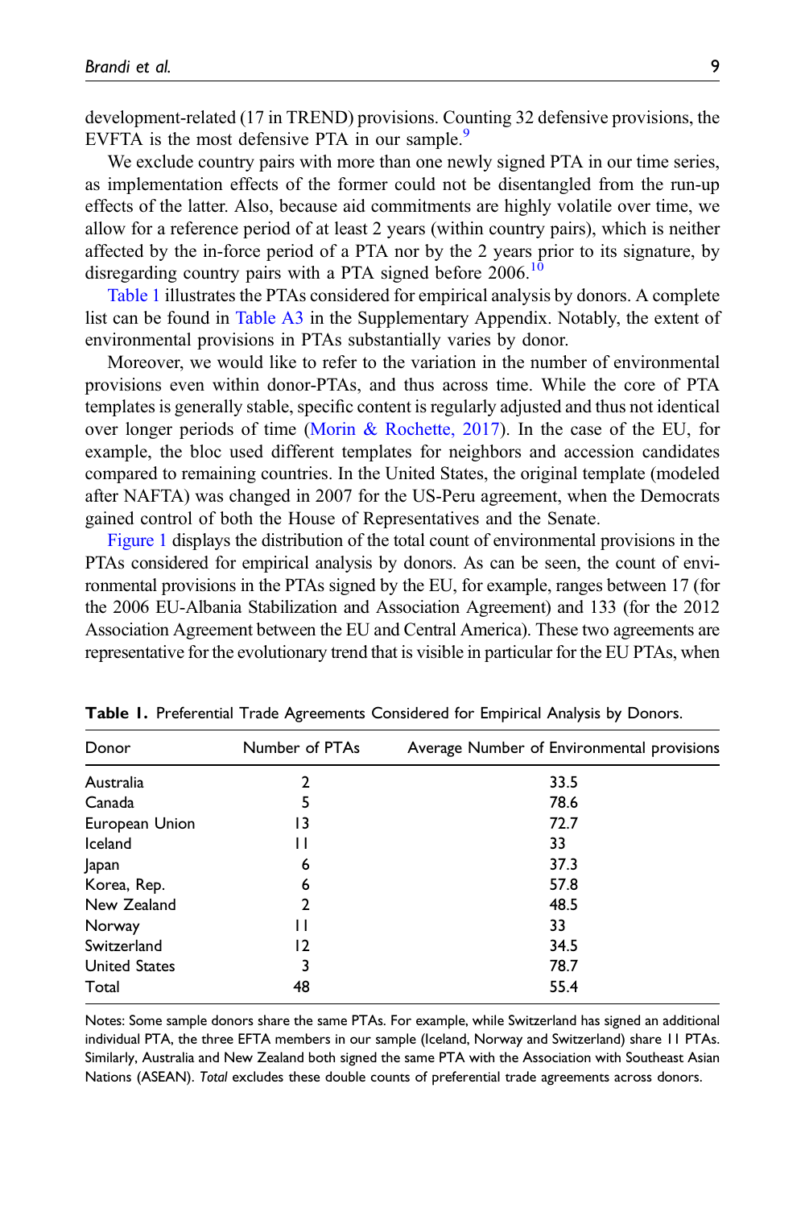development-related (17 in TREND) provisions. Counting 32 defensive provisions, the EVFTA is the most defensive PTA in our sample.[9]

We exclude country pairs with more than one newly signed PTA in our time series, as implementation effects of the former could not be disentangled from the run-up effects of the latter. Also, because aid commitments are highly volatile over time, we allow for a reference period of at least 2 years (within country pairs), which is neither affected by the in-force period of a PTA nor by the 2 years prior to its signature, by disregarding country pairs with a PTA signed before 2006.[10]

Table 1 illustrates the PTAs considered for empirical analysis by donors. A complete list can be found in Table A3 in the Supplementary Appendix. Notably, the extent of environmental provisions in PTAs substantially varies by donor.

Moreover, we would like to refer to the variation in the number of environmental provisions even within donor-PTAs, and thus across time. While the core of PTA templates is generally stable, specific content is regularly adjusted and thus not identical over longer periods of time (Morin & Rochette, 2017). In the case of the EU, for example, the bloc used different templates for neighbors and accession candidates compared to remaining countries. In the United States, the original template (modeled after NAFTA) was changed in 2007 for the US-Peru agreement, when the Democrats gained control of both the House of Representatives and the Senate.

Figure 1 displays the distribution of the total count of environmental provisions in the PTAs considered for empirical analysis by donors. As can be seen, the count of environmental provisions in the PTAs signed by the EU, for example, ranges between 17 (for the 2006 EU-Albania Stabilization and Association Agreement) and 133 (for the 2012 Association Agreement between the EU and Central America). These two agreements are representative for the evolutionary trend that is visible in particular for the EU PTAs, when

**Table 1.** Preferential Trade Agreements Considered for Empirical Analysis by Donors.

| Donor | Number of PTAs | Average Number of Environmental provisions |
|---|---|---|
| Australia | 2 | 33.5 |
| Canada | 5 | 78.6 |
| European Union | 13 | 72.7 |
| Iceland | 11 | 33 |
| Japan | 6 | 37.3 |
| Korea, Rep. | 6 | 57.8 |
| New Zealand | 2 | 48.5 |
| Norway | 11 | 33 |
| Switzerland | 12 | 34.5 |
| United States | 3 | 78.7 |
| Total | 48 | 55.4 |

Notes: Some sample donors share the same PTAs. For example, while Switzerland has signed an additional individual PTA, the three EFTA members in our sample (Iceland, Norway and Switzerland) share 11 PTAs. Similarly, Australia and New Zealand both signed the same PTA with the Association with Southeast Asian Nations (ASEAN). *Total* excludes these double counts of preferential trade agreements across donors.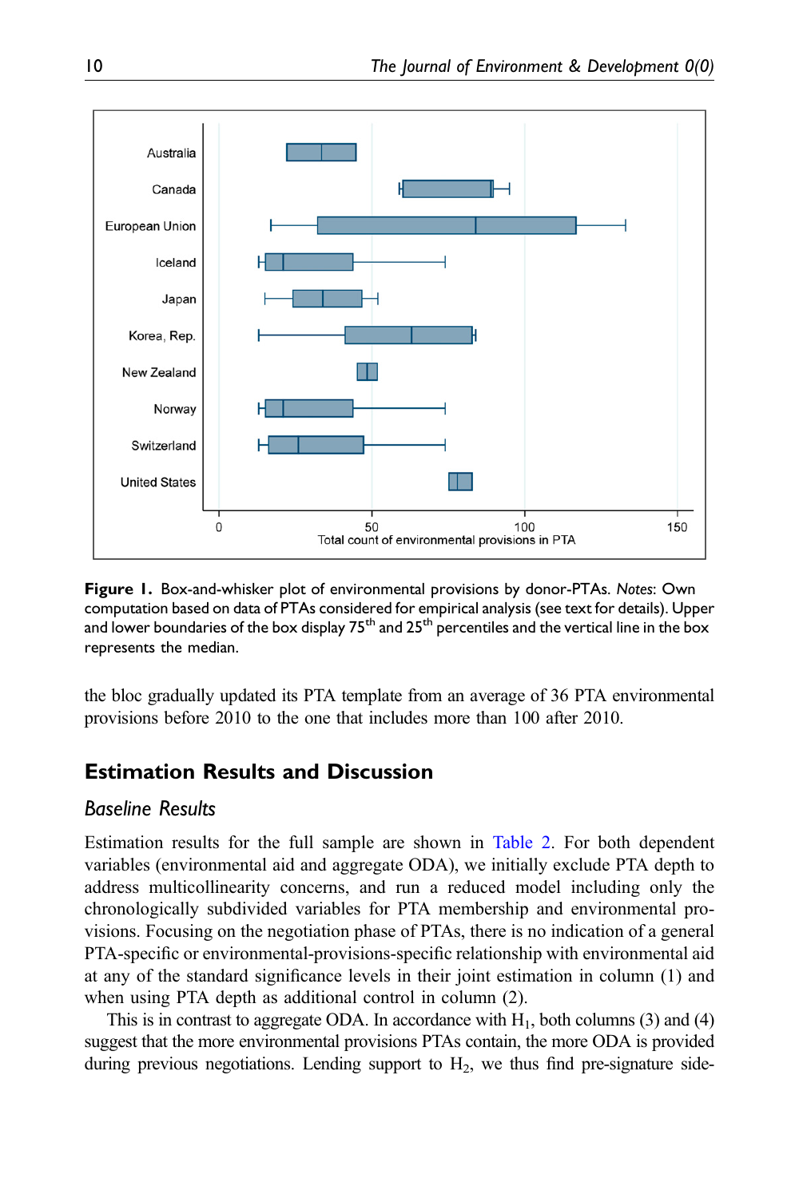**Figure 1.** Box-and-whisker plot of environmental provisions by donor-PTAs. *Notes*: Own computation based on data of PTAs considered for empirical analysis (see text for details). Upper and lower boundaries of the box display 75th and 25th percentiles and the vertical line in the box represents the median.

the bloc gradually updated its PTA template from an average of 36 PTA environmental provisions before 2010 to the one that includes more than 100 after 2010.

## Estimation Results and Discussion

### *Baseline Results*

Estimation results for the full sample are shown in Table 2. For both dependent variables (environmental aid and aggregate ODA), we initially exclude PTA depth to address multicollinearity concerns, and run a reduced model including only the chronologically subdivided variables for PTA membership and environmental provisions. Focusing on the negotiation phase of PTAs, there is no indication of a general PTA-specific or environmental-provisions-specific relationship with environmental aid at any of the standard significance levels in their joint estimation in column (1) and when using PTA depth as additional control in column (2).

This is in contrast to aggregate ODA. In accordance with $H_1$, both columns (3) and (4) suggest that the more environmental provisions PTAs contain, the more ODA is provided during previous negotiations. Lending support to $H_2$, we thus find pre-signature side-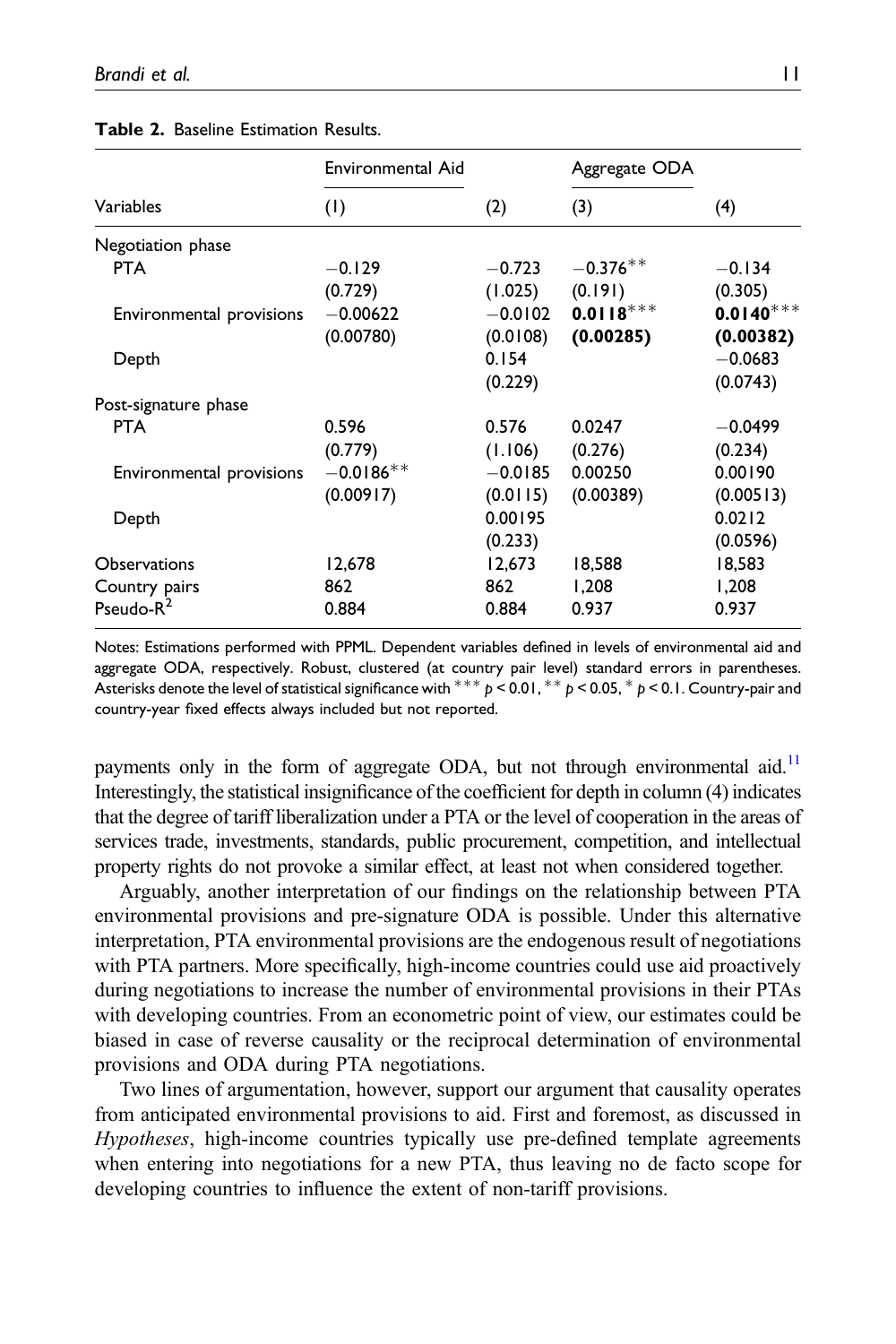**Table 2.** Baseline Estimation Results.

| Variables | Environmental Aid (1) | (2) | Aggregate ODA (3) | (4) |
|---|---|---|---|---|
| Negotiation phase | | | | |
| PTA | −0.129 | −0.723 | −0.376** | −0.134 |
| | (0.729) | (1.025) | (0.191) | (0.305) |
| Environmental provisions | −0.00622 | −0.0102 | **0.0118*** ** | **0.0140*** ** |
| | (0.00780) | (0.0108) | **(0.00285)** | **(0.00382)** |
| Depth | | 0.154 | | −0.0683 |
| | | (0.229) | | (0.0743) |
| Post-signature phase | | | | |
| PTA | 0.596 | 0.576 | 0.0247 | −0.0499 |
| | (0.779) | (1.106) | (0.276) | (0.234) |
| Environmental provisions | −0.0186** | −0.0185 | 0.00250 | 0.00190 |
| | (0.00917) | (0.0115) | (0.00389) | (0.00513) |
| Depth | | 0.00195 | | 0.0212 |
| | | (0.233) | | (0.0596) |
| Observations | 12,678 | 12,673 | 18,588 | 18,583 |
| Country pairs | 862 | 862 | 1,208 | 1,208 |
| Pseudo-$R^2$ | 0.884 | 0.884 | 0.937 | 0.937 |

Notes: Estimations performed with PPML. Dependent variables defined in levels of environmental aid and aggregate ODA, respectively. Robust, clustered (at country pair level) standard errors in parentheses. Asterisks denote the level of statistical significance with *** $p < 0.01$, ** $p < 0.05$, * $p < 0.1$. Country-pair and country-year fixed effects always included but not reported.

payments only in the form of aggregate ODA, but not through environmental aid.[11] Interestingly, the statistical insignificance of the coefficient for depth in column (4) indicates that the degree of tariff liberalization under a PTA or the level of cooperation in the areas of services trade, investments, standards, public procurement, competition, and intellectual property rights do not provoke a similar effect, at least not when considered together.

Arguably, another interpretation of our findings on the relationship between PTA environmental provisions and pre-signature ODA is possible. Under this alternative interpretation, PTA environmental provisions are the endogenous result of negotiations with PTA partners. More specifically, high-income countries could use aid proactively during negotiations to increase the number of environmental provisions in their PTAs with developing countries. From an econometric point of view, our estimates could be biased in case of reverse causality or the reciprocal determination of environmental provisions and ODA during PTA negotiations.

Two lines of argumentation, however, support our argument that causality operates from anticipated environmental provisions to aid. First and foremost, as discussed in *Hypotheses*, high-income countries typically use pre-defined template agreements when entering into negotiations for a new PTA, thus leaving no de facto scope for developing countries to influence the extent of non-tariff provisions.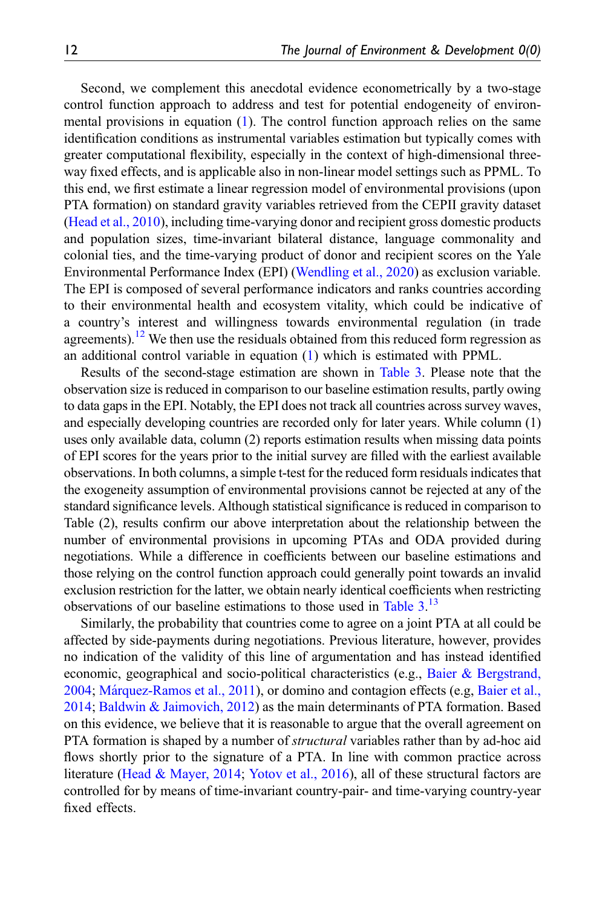Second, we complement this anecdotal evidence econometrically by a two-stage control function approach to address and test for potential endogeneity of environmental provisions in equation (1). The control function approach relies on the same identification conditions as instrumental variables estimation but typically comes with greater computational flexibility, especially in the context of high-dimensional three-way fixed effects, and is applicable also in non-linear model settings such as PPML. To this end, we first estimate a linear regression model of environmental provisions (upon PTA formation) on standard gravity variables retrieved from the CEPII gravity dataset (Head et al., 2010), including time-varying donor and recipient gross domestic products and population sizes, time-invariant bilateral distance, language commonality and colonial ties, and the time-varying product of donor and recipient scores on the Yale Environmental Performance Index (EPI) (Wendling et al., 2020) as exclusion variable. The EPI is composed of several performance indicators and ranks countries according to their environmental health and ecosystem vitality, which could be indicative of a country's interest and willingness towards environmental regulation (in trade agreements).[12] We then use the residuals obtained from this reduced form regression as an additional control variable in equation (1) which is estimated with PPML.

Results of the second-stage estimation are shown in Table 3. Please note that the observation size is reduced in comparison to our baseline estimation results, partly owing to data gaps in the EPI. Notably, the EPI does not track all countries across survey waves, and especially developing countries are recorded only for later years. While column (1) uses only available data, column (2) reports estimation results when missing data points of EPI scores for the years prior to the initial survey are filled with the earliest available observations. In both columns, a simple t-test for the reduced form residuals indicates that the exogeneity assumption of environmental provisions cannot be rejected at any of the standard significance levels. Although statistical significance is reduced in comparison to Table (2), results confirm our above interpretation about the relationship between the number of environmental provisions in upcoming PTAs and ODA provided during negotiations. While a difference in coefficients between our baseline estimations and those relying on the control function approach could generally point towards an invalid exclusion restriction for the latter, we obtain nearly identical coefficients when restricting observations of our baseline estimations to those used in Table 3.[13]

Similarly, the probability that countries come to agree on a joint PTA at all could be affected by side-payments during negotiations. Previous literature, however, provides no indication of the validity of this line of argumentation and has instead identified economic, geographical and socio-political characteristics (e.g., Baier & Bergstrand, 2004; Márquez-Ramos et al., 2011), or domino and contagion effects (e.g, Baier et al., 2014; Baldwin & Jaimovich, 2012) as the main determinants of PTA formation. Based on this evidence, we believe that it is reasonable to argue that the overall agreement on PTA formation is shaped by a number of *structural* variables rather than by ad-hoc aid flows shortly prior to the signature of a PTA. In line with common practice across literature (Head & Mayer, 2014; Yotov et al., 2016), all of these structural factors are controlled for by means of time-invariant country-pair- and time-varying country-year fixed effects.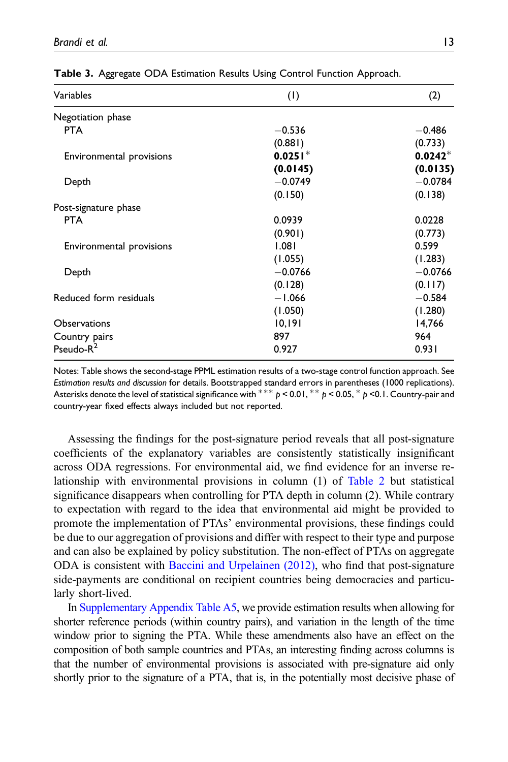**Table 3.** Aggregate ODA Estimation Results Using Control Function Approach.

| Variables | (1) | (2) |
|---|---|---|
| Negotiation phase | | |
| PTA | −0.536 | −0.486 |
| | (0.881) | (0.733) |
| Environmental provisions | **0.0251*** | **0.0242*** |
| | **(0.0145)** | **(0.0135)** |
| Depth | −0.0749 | −0.0784 |
| | (0.150) | (0.138) |
| Post-signature phase | | |
| PTA | 0.0939 | 0.0228 |
| | (0.901) | (0.773) |
| Environmental provisions | 1.081 | 0.599 |
| | (1.055) | (1.283) |
| Depth | −0.0766 | −0.0766 |
| | (0.128) | (0.117) |
| Reduced form residuals | −1.066 | −0.584 |
| | (1.050) | (1.280) |
| Observations | 10,191 | 14,766 |
| Country pairs | 897 | 964 |
| Pseudo-$R^2$ | 0.927 | 0.931 |

Notes: Table shows the second-stage PPML estimation results of a two-stage control function approach. See *Estimation results and discussion* for details. Bootstrapped standard errors in parentheses (1000 replications). Asterisks denote the level of statistical significance with *** $p < 0.01$, ** $p < 0.05$, * $p < 0.1$. Country-pair and country-year fixed effects always included but not reported.

Assessing the findings for the post-signature period reveals that all post-signature coefficients of the explanatory variables are consistently statistically insignificant across ODA regressions. For environmental aid, we find evidence for an inverse relationship with environmental provisions in column (1) of Table 2 but statistical significance disappears when controlling for PTA depth in column (2). While contrary to expectation with regard to the idea that environmental aid might be provided to promote the implementation of PTAs' environmental provisions, these findings could be due to our aggregation of provisions and differ with respect to their type and purpose and can also be explained by policy substitution. The non-effect of PTAs on aggregate ODA is consistent with Baccini and Urpelainen (2012), who find that post-signature side-payments are conditional on recipient countries being democracies and particularly short-lived.

In Supplementary Appendix Table A5, we provide estimation results when allowing for shorter reference periods (within country pairs), and variation in the length of the time window prior to signing the PTA. While these amendments also have an effect on the composition of both sample countries and PTAs, an interesting finding across columns is that the number of environmental provisions is associated with pre-signature aid only shortly prior to the signature of a PTA, that is, in the potentially most decisive phase of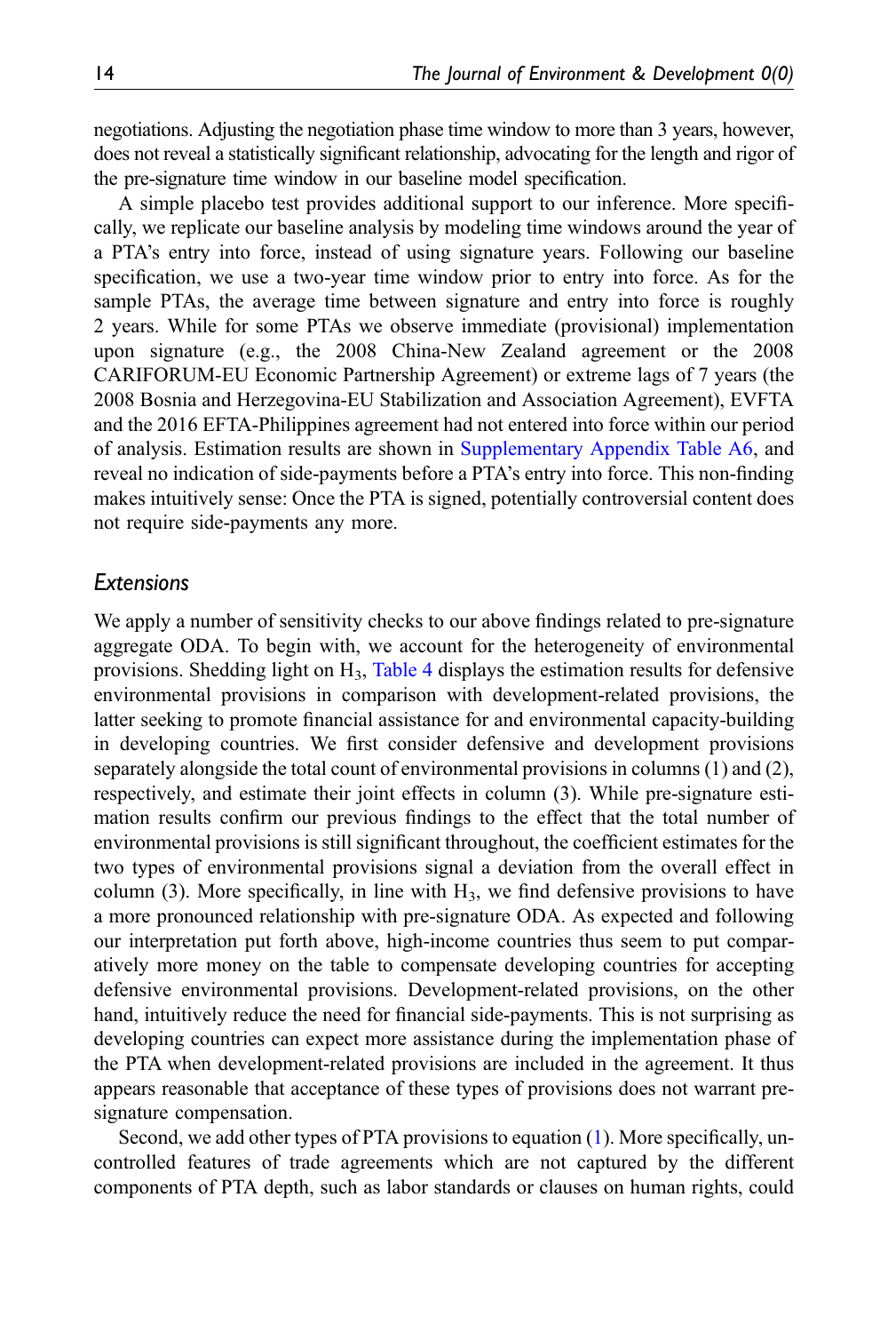negotiations. Adjusting the negotiation phase time window to more than 3 years, however, does not reveal a statistically significant relationship, advocating for the length and rigor of the pre-signature time window in our baseline model specification.

A simple placebo test provides additional support to our inference. More specifically, we replicate our baseline analysis by modeling time windows around the year of a PTA's entry into force, instead of using signature years. Following our baseline specification, we use a two-year time window prior to entry into force. As for the sample PTAs, the average time between signature and entry into force is roughly 2 years. While for some PTAs we observe immediate (provisional) implementation upon signature (e.g., the 2008 China-New Zealand agreement or the 2008 CARIFORUM-EU Economic Partnership Agreement) or extreme lags of 7 years (the 2008 Bosnia and Herzegovina-EU Stabilization and Association Agreement), EVFTA and the 2016 EFTA-Philippines agreement had not entered into force within our period of analysis. Estimation results are shown in Supplementary Appendix Table A6, and reveal no indication of side-payments before a PTA's entry into force. This non-finding makes intuitively sense: Once the PTA is signed, potentially controversial content does not require side-payments any more.

### *Extensions*

We apply a number of sensitivity checks to our above findings related to pre-signature aggregate ODA. To begin with, we account for the heterogeneity of environmental provisions. Shedding light on $H_3$, Table 4 displays the estimation results for defensive environmental provisions in comparison with development-related provisions, the latter seeking to promote financial assistance for and environmental capacity-building in developing countries. We first consider defensive and development provisions separately alongside the total count of environmental provisions in columns (1) and (2), respectively, and estimate their joint effects in column (3). While pre-signature estimation results confirm our previous findings to the effect that the total number of environmental provisions is still significant throughout, the coefficient estimates for the two types of environmental provisions signal a deviation from the overall effect in column (3). More specifically, in line with $H_3$, we find defensive provisions to have a more pronounced relationship with pre-signature ODA. As expected and following our interpretation put forth above, high-income countries thus seem to put comparatively more money on the table to compensate developing countries for accepting defensive environmental provisions. Development-related provisions, on the other hand, intuitively reduce the need for financial side-payments. This is not surprising as developing countries can expect more assistance during the implementation phase of the PTA when development-related provisions are included in the agreement. It thus appears reasonable that acceptance of these types of provisions does not warrant pre-signature compensation.

Second, we add other types of PTA provisions to equation (1). More specifically, uncontrolled features of trade agreements which are not captured by the different components of PTA depth, such as labor standards or clauses on human rights, could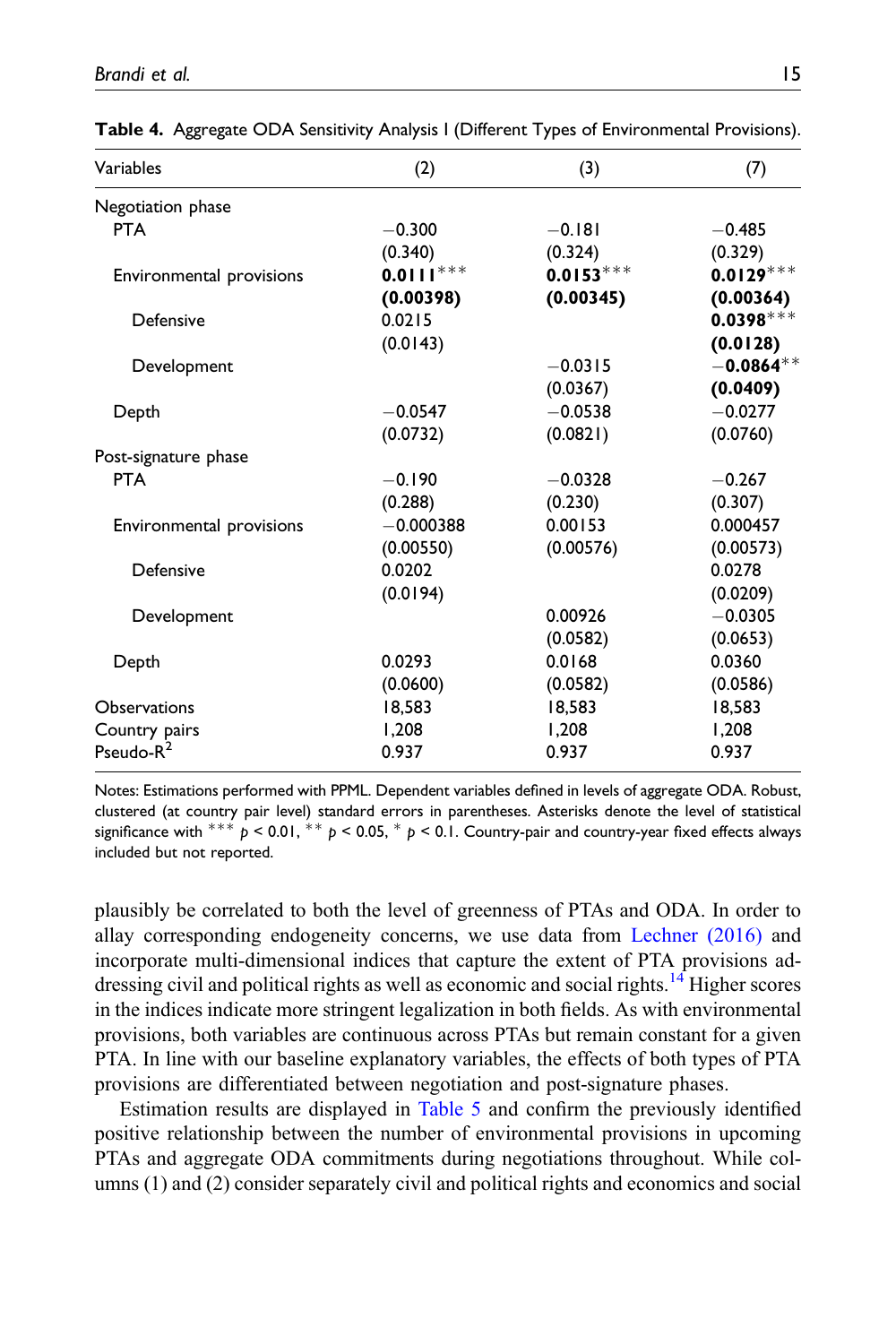**Table 4.** Aggregate ODA Sensitivity Analysis I (Different Types of Environmental Provisions).

| Variables | (2) | (3) | (7) |
|---|---|---|---|
| Negotiation phase | | | |
| PTA | −0.300 | −0.181 | −0.485 |
| | (0.340) | (0.324) | (0.329) |
| Environmental provisions | **0.0111**\*\*\* | **0.0153**\*\*\* | **0.0129**\*\*\* |
| | **(0.00398)** | **(0.00345)** | **(0.00364)** |
| Defensive | 0.0215 | | **0.0398**\*\*\* |
| | (0.0143) | | **(0.0128)** |
| Development | | −0.0315 | **−0.0864**\*\* |
| | | (0.0367) | **(0.0409)** |
| Depth | −0.0547 | −0.0538 | −0.0277 |
| | (0.0732) | (0.0821) | (0.0760) |
| Post-signature phase | | | |
| PTA | −0.190 | −0.0328 | −0.267 |
| | (0.288) | (0.230) | (0.307) |
| Environmental provisions | −0.000388 | 0.00153 | 0.000457 |
| | (0.00550) | (0.00576) | (0.00573) |
| Defensive | 0.0202 | | 0.0278 |
| | (0.0194) | | (0.0209) |
| Development | | 0.00926 | −0.0305 |
| | | (0.0582) | (0.0653) |
| Depth | 0.0293 | 0.0168 | 0.0360 |
| | (0.0600) | (0.0582) | (0.0586) |
| Observations | 18,583 | 18,583 | 18,583 |
| Country pairs | 1,208 | 1,208 | 1,208 |
| Pseudo-$R^2$ | 0.937 | 0.937 | 0.937 |

Notes: Estimations performed with PPML. Dependent variables defined in levels of aggregate ODA. Robust, clustered (at country pair level) standard errors in parentheses. Asterisks denote the level of statistical significance with \*\*\* $p < 0.01$, \*\* $p < 0.05$, \* $p < 0.1$. Country-pair and country-year fixed effects always included but not reported.

plausibly be correlated to both the level of greenness of PTAs and ODA. In order to allay corresponding endogeneity concerns, we use data from Lechner (2016) and incorporate multi-dimensional indices that capture the extent of PTA provisions addressing civil and political rights as well as economic and social rights.[14] Higher scores in the indices indicate more stringent legalization in both fields. As with environmental provisions, both variables are continuous across PTAs but remain constant for a given PTA. In line with our baseline explanatory variables, the effects of both types of PTA provisions are differentiated between negotiation and post-signature phases.

Estimation results are displayed in Table 5 and confirm the previously identified positive relationship between the number of environmental provisions in upcoming PTAs and aggregate ODA commitments during negotiations throughout. While columns (1) and (2) consider separately civil and political rights and economics and social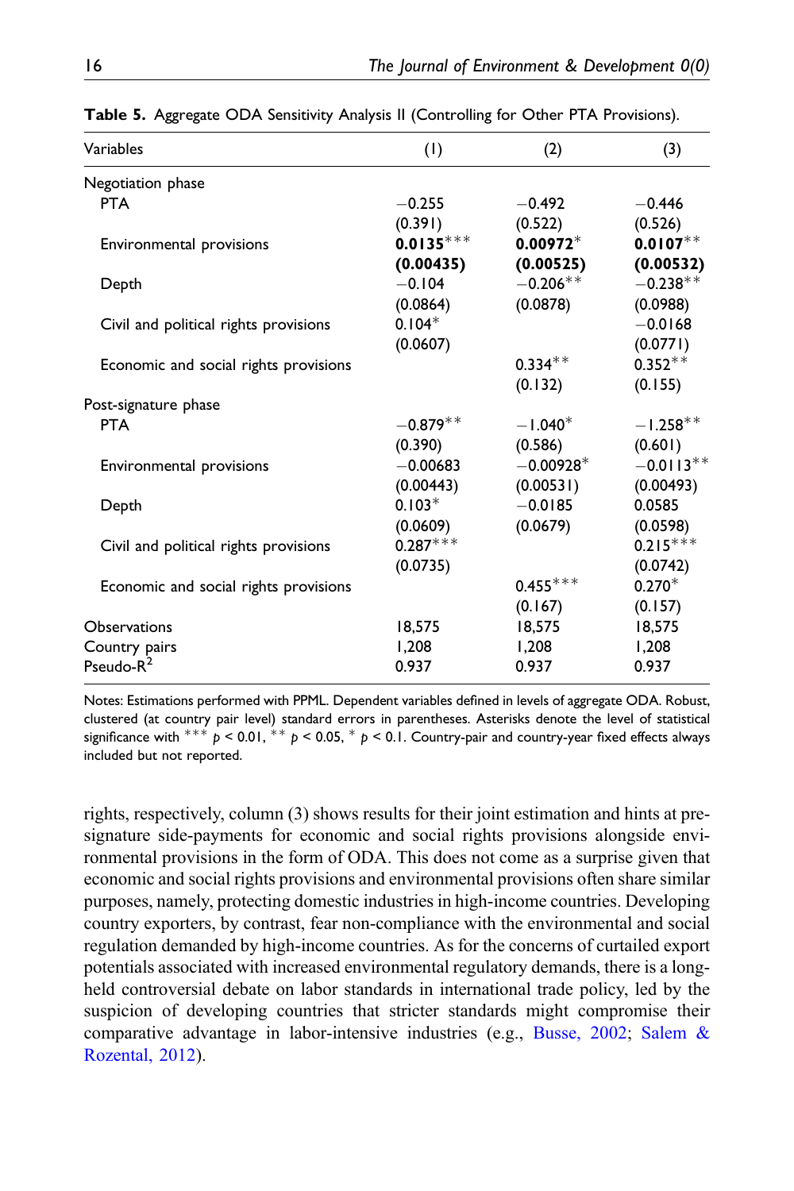**Table 5.** Aggregate ODA Sensitivity Analysis II (Controlling for Other PTA Provisions).

| Variables | (1) | (2) | (3) |
|---|---|---|---|
| Negotiation phase | | | |
| PTA | −0.255 | −0.492 | −0.446 |
| | (0.391) | (0.522) | (0.526) |
| Environmental provisions | **0.0135*****  | **0.00972*** | **0.0107**** |
| | **(0.00435)** | **(0.00525)** | **(0.00532)** |
| Depth | −0.104 | −0.206** | −0.238** |
| | (0.0864) | (0.0878) | (0.0988) |
| Civil and political rights provisions | 0.104* | | −0.0168 |
| | (0.0607) | | (0.0771) |
| Economic and social rights provisions | | 0.334** | 0.352** |
| | | (0.132) | (0.155) |
| Post-signature phase | | | |
| PTA | −0.879** | −1.040* | −1.258** |
| | (0.390) | (0.586) | (0.601) |
| Environmental provisions | −0.00683 | −0.00928* | −0.0113** |
| | (0.00443) | (0.00531) | (0.00493) |
| Depth | 0.103* | −0.0185 | 0.0585 |
| | (0.0609) | (0.0679) | (0.0598) |
| Civil and political rights provisions | 0.287*** | | 0.215*** |
| | (0.0735) | | (0.0742) |
| Economic and social rights provisions | | 0.455*** | 0.270* |
| | | (0.167) | (0.157) |
| Observations | 18,575 | 18,575 | 18,575 |
| Country pairs | 1,208 | 1,208 | 1,208 |
| Pseudo-$R^2$ | 0.937 | 0.937 | 0.937 |

Notes: Estimations performed with PPML. Dependent variables defined in levels of aggregate ODA. Robust, clustered (at country pair level) standard errors in parentheses. Asterisks denote the level of statistical significance with *** $p < 0.01$, ** $p < 0.05$, * $p < 0.1$. Country-pair and country-year fixed effects always included but not reported.

rights, respectively, column (3) shows results for their joint estimation and hints at pre-signature side-payments for economic and social rights provisions alongside environmental provisions in the form of ODA. This does not come as a surprise given that economic and social rights provisions and environmental provisions often share similar purposes, namely, protecting domestic industries in high-income countries. Developing country exporters, by contrast, fear non-compliance with the environmental and social regulation demanded by high-income countries. As for the concerns of curtailed export potentials associated with increased environmental regulatory demands, there is a long-held controversial debate on labor standards in international trade policy, led by the suspicion of developing countries that stricter standards might compromise their comparative advantage in labor-intensive industries (e.g., Busse, 2002; Salem & Rozental, 2012).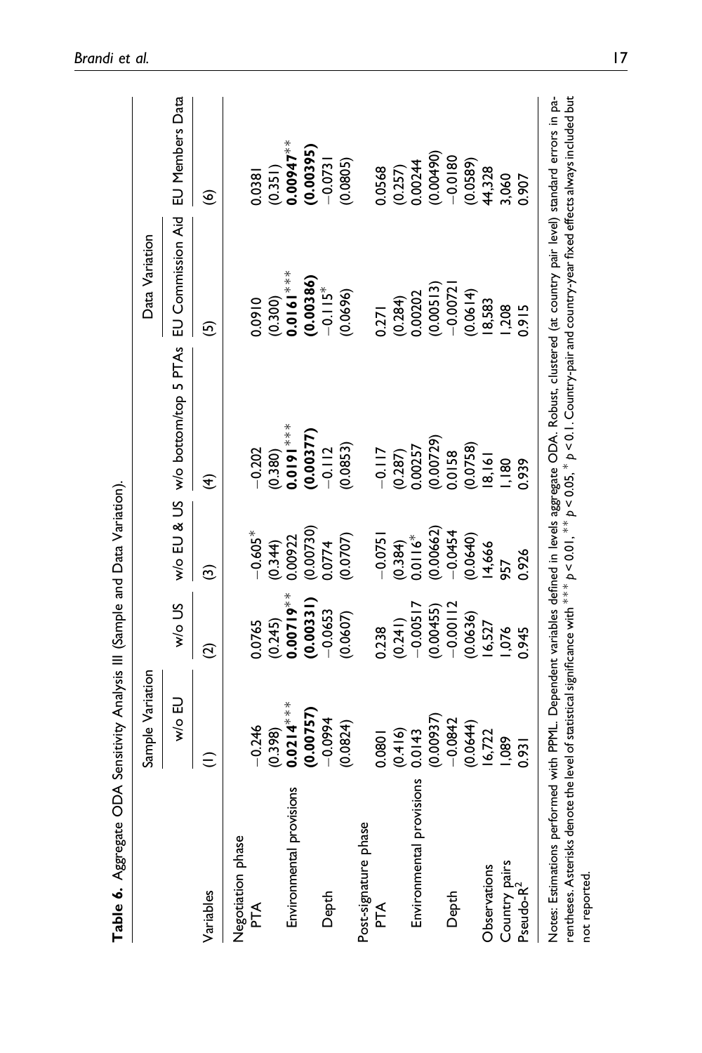**Table 6.** Aggregate ODA Sensitivity Analysis III (Sample and Data Variation).

| | Sample Variation | | | | Data Variation | |
|---|---|---|---|---|---|---|
| | w/o EU | w/o US | w/o EU & US | w/o bottom/top 5 PTAs | EU Commission Aid | EU Members Data |
| Variables | (1) | (2) | (3) | (4) | (5) | (6) |
| Negotiation phase | | | | | | |
| PTA | −0.246 | 0.0765 | −0.605* | −0.202 | 0.0910 | 0.0381 |
| | (0.398) | (0.245) | (0.344) | (0.380) | (0.300) | (0.351) |
| Environmental provisions | **0.0214***\*** | **0.00719**\*\* | 0.00922 | **0.0191***\*** | **0.0161***\*** | **0.00947**\*\* |
| | **(0.00757)** | **(0.00331)** | (0.00730) | **(0.00377)** | **(0.00386)** | **(0.00395)** |
| Depth | −0.0994 | −0.0653 | 0.0774 | −0.112 | −0.115* | −0.0731 |
| | (0.0824) | (0.0607) | (0.0707) | (0.0853) | (0.0696) | (0.0805) |
| Post-signature phase | | | | | | |
| PTA | 0.0801 | 0.238 | −0.0751 | −0.117 | 0.271 | 0.0568 |
| | (0.416) | (0.241) | (0.384) | (0.287) | (0.284) | (0.257) |
| Environmental provisions | 0.0143 | −0.00517 | 0.0116* | 0.00257 | 0.00202 | 0.00244 |
| | (0.00937) | (0.00455) | (0.00662) | (0.00729) | (0.00513) | (0.00490) |
| Depth | −0.0842 | −0.00112 | −0.0454 | 0.0158 | −0.00721 | −0.0180 |
| | (0.0644) | (0.0636) | (0.0640) | (0.0758) | (0.0614) | (0.0589) |
| Observations | 16,722 | 16,527 | 14,666 | 18,161 | 18,583 | 44,328 |
| Country pairs | 1,089 | 1,076 | 957 | 1,180 | 1,208 | 3,060 |
| Pseudo-$R^2$ | 0.931 | 0.945 | 0.926 | 0.939 | 0.915 | 0.907 |

Notes: Estimations performed with PPML. Dependent variables defined in levels aggregate ODA. Robust, clustered (at country pair level) standard errors in parentheses. Asterisks denote the level of statistical significance with *** $p < 0.01$, ** $p < 0.05$, * $p < 0.1$. Country-pair and country-year fixed effects always included but not reported.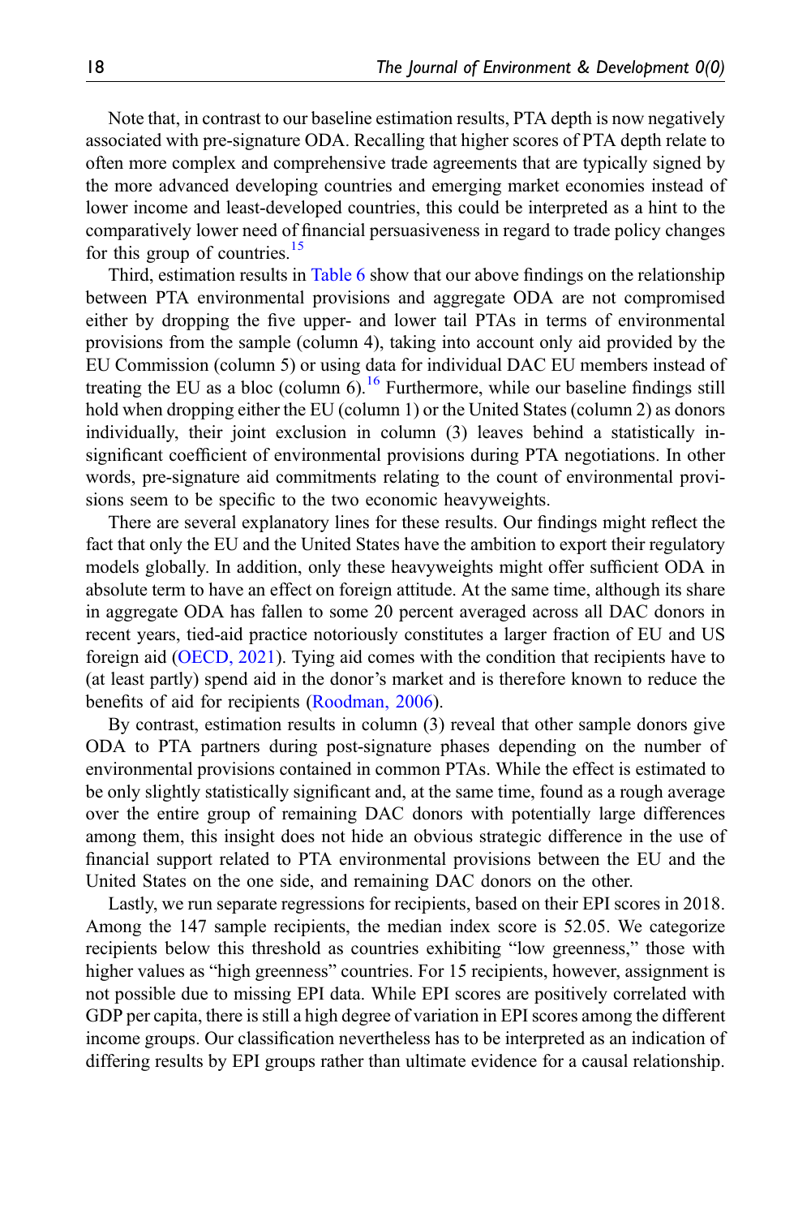Note that, in contrast to our baseline estimation results, PTA depth is now negatively associated with pre-signature ODA. Recalling that higher scores of PTA depth relate to often more complex and comprehensive trade agreements that are typically signed by the more advanced developing countries and emerging market economies instead of lower income and least-developed countries, this could be interpreted as a hint to the comparatively lower need of financial persuasiveness in regard to trade policy changes for this group of countries.[15]

Third, estimation results in Table 6 show that our above findings on the relationship between PTA environmental provisions and aggregate ODA are not compromised either by dropping the five upper- and lower tail PTAs in terms of environmental provisions from the sample (column 4), taking into account only aid provided by the EU Commission (column 5) or using data for individual DAC EU members instead of treating the EU as a bloc (column 6).[16] Furthermore, while our baseline findings still hold when dropping either the EU (column 1) or the United States (column 2) as donors individually, their joint exclusion in column (3) leaves behind a statistically insignificant coefficient of environmental provisions during PTA negotiations. In other words, pre-signature aid commitments relating to the count of environmental provisions seem to be specific to the two economic heavyweights.

There are several explanatory lines for these results. Our findings might reflect the fact that only the EU and the United States have the ambition to export their regulatory models globally. In addition, only these heavyweights might offer sufficient ODA in absolute term to have an effect on foreign attitude. At the same time, although its share in aggregate ODA has fallen to some 20 percent averaged across all DAC donors in recent years, tied-aid practice notoriously constitutes a larger fraction of EU and US foreign aid (OECD, 2021). Tying aid comes with the condition that recipients have to (at least partly) spend aid in the donor's market and is therefore known to reduce the benefits of aid for recipients (Roodman, 2006).

By contrast, estimation results in column (3) reveal that other sample donors give ODA to PTA partners during post-signature phases depending on the number of environmental provisions contained in common PTAs. While the effect is estimated to be only slightly statistically significant and, at the same time, found as a rough average over the entire group of remaining DAC donors with potentially large differences among them, this insight does not hide an obvious strategic difference in the use of financial support related to PTA environmental provisions between the EU and the United States on the one side, and remaining DAC donors on the other.

Lastly, we run separate regressions for recipients, based on their EPI scores in 2018. Among the 147 sample recipients, the median index score is 52.05. We categorize recipients below this threshold as countries exhibiting "low greenness," those with higher values as "high greenness" countries. For 15 recipients, however, assignment is not possible due to missing EPI data. While EPI scores are positively correlated with GDP per capita, there is still a high degree of variation in EPI scores among the different income groups. Our classification nevertheless has to be interpreted as an indication of differing results by EPI groups rather than ultimate evidence for a causal relationship.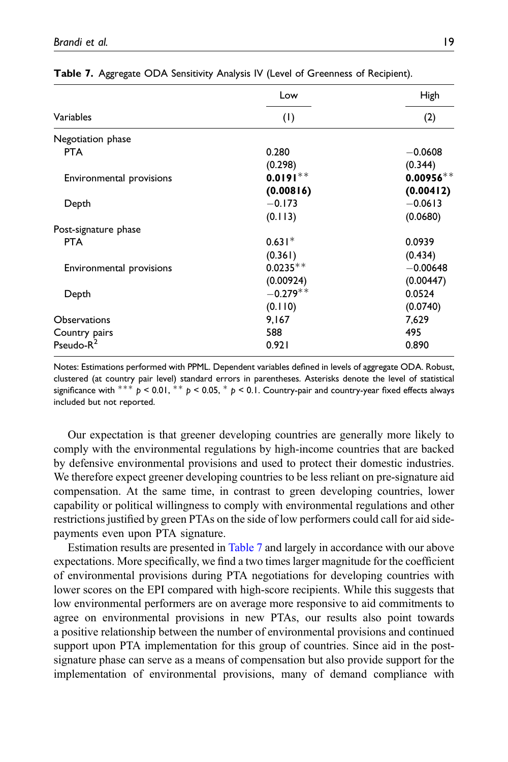**Table 7.** Aggregate ODA Sensitivity Analysis IV (Level of Greenness of Recipient).

| | Low | High |
|---|---|---|
| Variables | (1) | (2) |
| Negotiation phase | | |
| PTA | 0.280 | −0.0608 |
| | (0.298) | (0.344) |
| Environmental provisions | **0.0191**** | **0.00956**** |
| | **(0.00816)** | **(0.00412)** |
| Depth | −0.173 | −0.0613 |
| | (0.113) | (0.0680) |
| Post-signature phase | | |
| PTA | 0.631* | 0.0939 |
| | (0.361) | (0.434) |
| Environmental provisions | 0.0235** | −0.00648 |
| | (0.00924) | (0.00447) |
| Depth | −0.279** | 0.0524 |
| | (0.110) | (0.0740) |
| Observations | 9,167 | 7,629 |
| Country pairs | 588 | 495 |
| Pseudo-$R^2$ | 0.921 | 0.890 |

Notes: Estimations performed with PPML. Dependent variables defined in levels of aggregate ODA. Robust, clustered (at country pair level) standard errors in parentheses. Asterisks denote the level of statistical significance with *** $p < 0.01$, ** $p < 0.05$, * $p < 0.1$. Country-pair and country-year fixed effects always included but not reported.

Our expectation is that greener developing countries are generally more likely to comply with the environmental regulations by high-income countries that are backed by defensive environmental provisions and used to protect their domestic industries. We therefore expect greener developing countries to be less reliant on pre-signature aid compensation. At the same time, in contrast to green developing countries, lower capability or political willingness to comply with environmental regulations and other restrictions justified by green PTAs on the side of low performers could call for aid side-payments even upon PTA signature.

Estimation results are presented in Table 7 and largely in accordance with our above expectations. More specifically, we find a two times larger magnitude for the coefficient of environmental provisions during PTA negotiations for developing countries with lower scores on the EPI compared with high-score recipients. While this suggests that low environmental performers are on average more responsive to aid commitments to agree on environmental provisions in new PTAs, our results also point towards a positive relationship between the number of environmental provisions and continued support upon PTA implementation for this group of countries. Since aid in the post-signature phase can serve as a means of compensation but also provide support for the implementation of environmental provisions, many of demand compliance with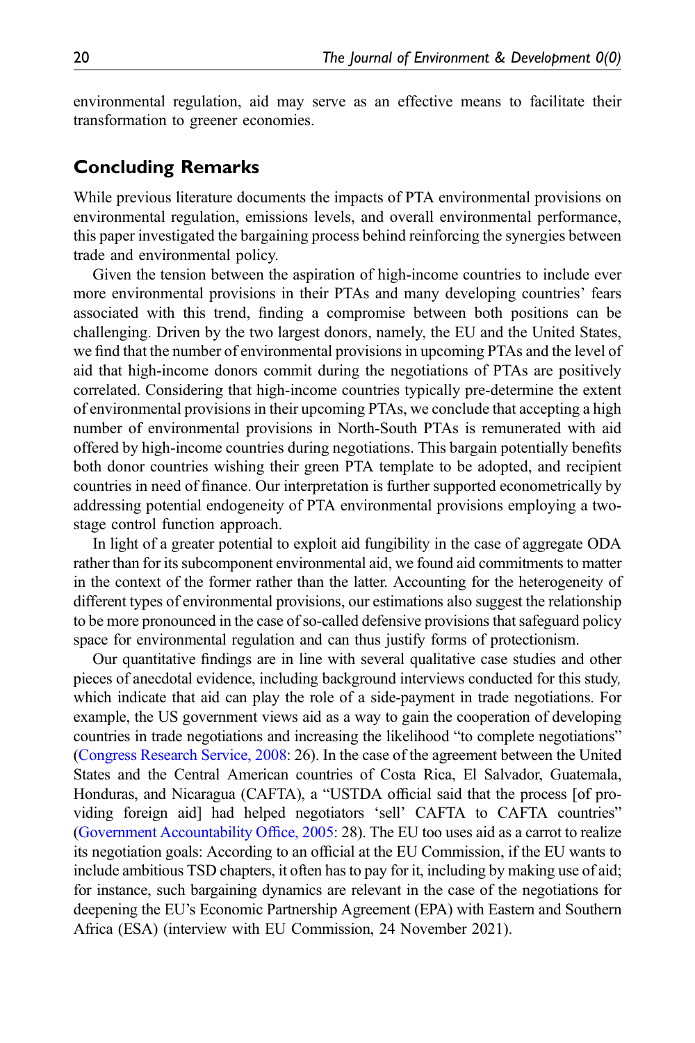environmental regulation, aid may serve as an effective means to facilitate their transformation to greener economies.

## Concluding Remarks

While previous literature documents the impacts of PTA environmental provisions on environmental regulation, emissions levels, and overall environmental performance, this paper investigated the bargaining process behind reinforcing the synergies between trade and environmental policy.

Given the tension between the aspiration of high-income countries to include ever more environmental provisions in their PTAs and many developing countries' fears associated with this trend, finding a compromise between both positions can be challenging. Driven by the two largest donors, namely, the EU and the United States, we find that the number of environmental provisions in upcoming PTAs and the level of aid that high-income donors commit during the negotiations of PTAs are positively correlated. Considering that high-income countries typically pre-determine the extent of environmental provisions in their upcoming PTAs, we conclude that accepting a high number of environmental provisions in North-South PTAs is remunerated with aid offered by high-income countries during negotiations. This bargain potentially benefits both donor countries wishing their green PTA template to be adopted, and recipient countries in need of finance. Our interpretation is further supported econometrically by addressing potential endogeneity of PTA environmental provisions employing a two-stage control function approach.

In light of a greater potential to exploit aid fungibility in the case of aggregate ODA rather than for its subcomponent environmental aid, we found aid commitments to matter in the context of the former rather than the latter. Accounting for the heterogeneity of different types of environmental provisions, our estimations also suggest the relationship to be more pronounced in the case of so-called defensive provisions that safeguard policy space for environmental regulation and can thus justify forms of protectionism.

Our quantitative findings are in line with several qualitative case studies and other pieces of anecdotal evidence, including background interviews conducted for this study, which indicate that aid can play the role of a side-payment in trade negotiations. For example, the US government views aid as a way to gain the cooperation of developing countries in trade negotiations and increasing the likelihood "to complete negotiations" (Congress Research Service, 2008: 26). In the case of the agreement between the United States and the Central American countries of Costa Rica, El Salvador, Guatemala, Honduras, and Nicaragua (CAFTA), a "USTDA official said that the process [of providing foreign aid] had helped negotiators 'sell' CAFTA to CAFTA countries" (Government Accountability Office, 2005: 28). The EU too uses aid as a carrot to realize its negotiation goals: According to an official at the EU Commission, if the EU wants to include ambitious TSD chapters, it often has to pay for it, including by making use of aid; for instance, such bargaining dynamics are relevant in the case of the negotiations for deepening the EU's Economic Partnership Agreement (EPA) with Eastern and Southern Africa (ESA) (interview with EU Commission, 24 November 2021).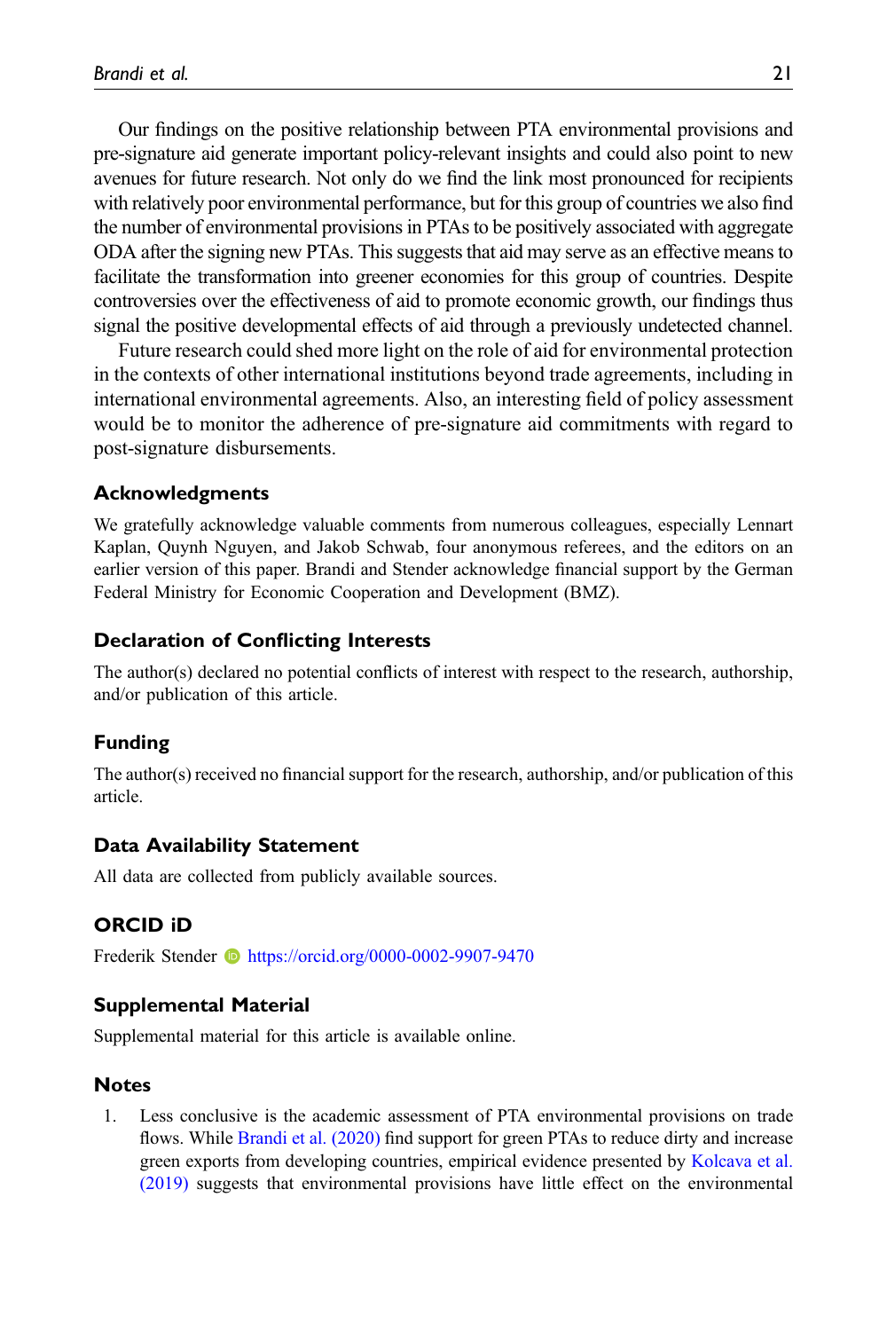Our findings on the positive relationship between PTA environmental provisions and pre-signature aid generate important policy-relevant insights and could also point to new avenues for future research. Not only do we find the link most pronounced for recipients with relatively poor environmental performance, but for this group of countries we also find the number of environmental provisions in PTAs to be positively associated with aggregate ODA after the signing new PTAs. This suggests that aid may serve as an effective means to facilitate the transformation into greener economies for this group of countries. Despite controversies over the effectiveness of aid to promote economic growth, our findings thus signal the positive developmental effects of aid through a previously undetected channel.

Future research could shed more light on the role of aid for environmental protection in the contexts of other international institutions beyond trade agreements, including in international environmental agreements. Also, an interesting field of policy assessment would be to monitor the adherence of pre-signature aid commitments with regard to post-signature disbursements.

## Acknowledgments

We gratefully acknowledge valuable comments from numerous colleagues, especially Lennart Kaplan, Quynh Nguyen, and Jakob Schwab, four anonymous referees, and the editors on an earlier version of this paper. Brandi and Stender acknowledge financial support by the German Federal Ministry for Economic Cooperation and Development (BMZ).

## Declaration of Conflicting Interests

The author(s) declared no potential conflicts of interest with respect to the research, authorship, and/or publication of this article.

## Funding

The author(s) received no financial support for the research, authorship, and/or publication of this article.

## Data Availability Statement

All data are collected from publicly available sources.

## ORCID iD

Frederik Stender https://orcid.org/0000-0002-9907-9470

## Supplemental Material

Supplemental material for this article is available online.

## Notes

1. Less conclusive is the academic assessment of PTA environmental provisions on trade flows. While Brandi et al. (2020) find support for green PTAs to reduce dirty and increase green exports from developing countries, empirical evidence presented by Kolcava et al. (2019) suggests that environmental provisions have little effect on the environmental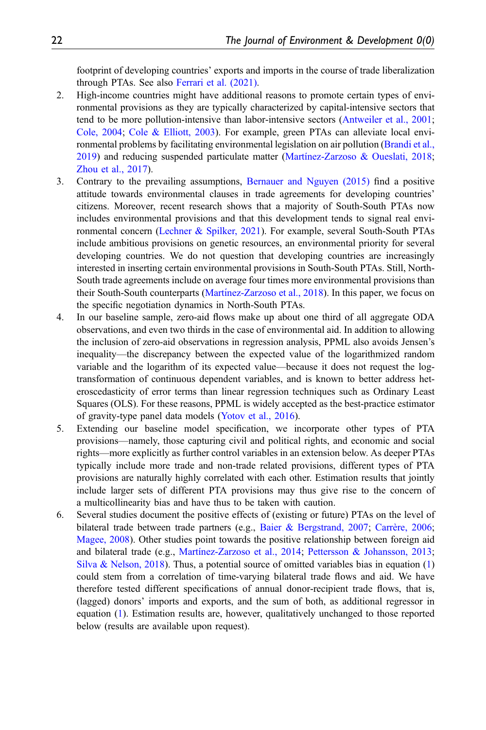footprint of developing countries' exports and imports in the course of trade liberalization through PTAs. See also Ferrari et al. (2021).

2. High-income countries might have additional reasons to promote certain types of environmental provisions as they are typically characterized by capital-intensive sectors that tend to be more pollution-intensive than labor-intensive sectors (Antweiler et al., 2001; Cole, 2004; Cole & Elliott, 2003). For example, green PTAs can alleviate local environmental problems by facilitating environmental legislation on air pollution (Brandi et al., 2019) and reducing suspended particulate matter (Martínez-Zarzoso & Oueslati, 2018; Zhou et al., 2017).
3. Contrary to the prevailing assumptions, Bernauer and Nguyen (2015) find a positive attitude towards environmental clauses in trade agreements for developing countries' citizens. Moreover, recent research shows that a majority of South-South PTAs now includes environmental provisions and that this development tends to signal real environmental concern (Lechner & Spilker, 2021). For example, several South-South PTAs include ambitious provisions on genetic resources, an environmental priority for several developing countries. We do not question that developing countries are increasingly interested in inserting certain environmental provisions in South-South PTAs. Still, North-South trade agreements include on average four times more environmental provisions than their South-South counterparts (Martínez-Zarzoso et al., 2018). In this paper, we focus on the specific negotiation dynamics in North-South PTAs.
4. In our baseline sample, zero-aid flows make up about one third of all aggregate ODA observations, and even two thirds in the case of environmental aid. In addition to allowing the inclusion of zero-aid observations in regression analysis, PPML also avoids Jensen's inequality—the discrepancy between the expected value of the logarithmized random variable and the logarithm of its expected value—because it does not request the log-transformation of continuous dependent variables, and is known to better address heteroscedasticity of error terms than linear regression techniques such as Ordinary Least Squares (OLS). For these reasons, PPML is widely accepted as the best-practice estimator of gravity-type panel data models (Yotov et al., 2016).
5. Extending our baseline model specification, we incorporate other types of PTA provisions—namely, those capturing civil and political rights, and economic and social rights—more explicitly as further control variables in an extension below. As deeper PTAs typically include more trade and non-trade related provisions, different types of PTA provisions are naturally highly correlated with each other. Estimation results that jointly include larger sets of different PTA provisions may thus give rise to the concern of a multicollinearity bias and have thus to be taken with caution.
6. Several studies document the positive effects of (existing or future) PTAs on the level of bilateral trade between trade partners (e.g., Baier & Bergstrand, 2007; Carrère, 2006; Magee, 2008). Other studies point towards the positive relationship between foreign aid and bilateral trade (e.g., Martínez-Zarzoso et al., 2014; Pettersson & Johansson, 2013; Silva & Nelson, 2018). Thus, a potential source of omitted variables bias in equation (1) could stem from a correlation of time-varying bilateral trade flows and aid. We have therefore tested different specifications of annual donor-recipient trade flows, that is, (lagged) donors' imports and exports, and the sum of both, as additional regressor in equation (1). Estimation results are, however, qualitatively unchanged to those reported below (results are available upon request).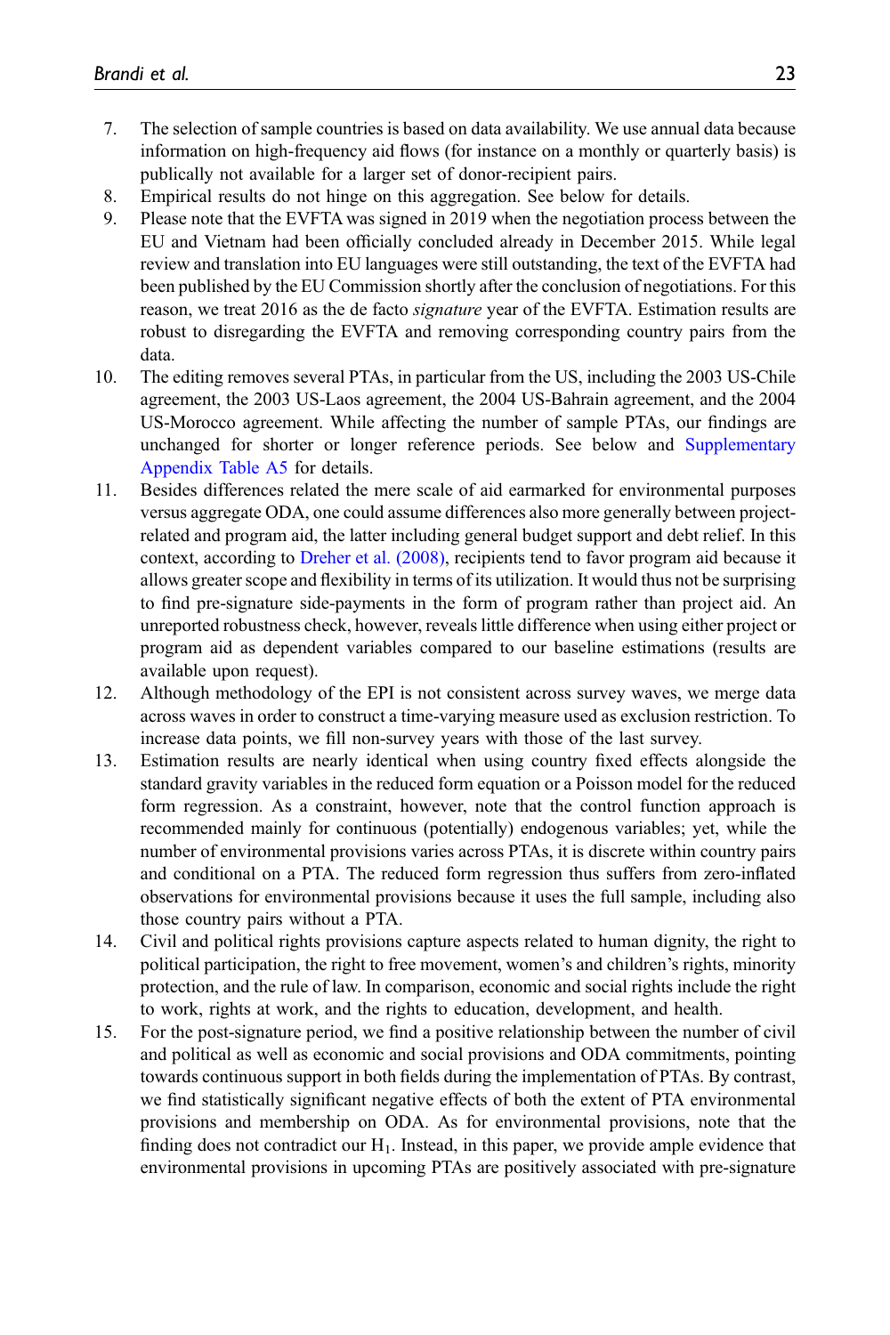7. The selection of sample countries is based on data availability. We use annual data because information on high-frequency aid flows (for instance on a monthly or quarterly basis) is publically not available for a larger set of donor-recipient pairs.
8. Empirical results do not hinge on this aggregation. See below for details.
9. Please note that the EVFTA was signed in 2019 when the negotiation process between the EU and Vietnam had been officially concluded already in December 2015. While legal review and translation into EU languages were still outstanding, the text of the EVFTA had been published by the EU Commission shortly after the conclusion of negotiations. For this reason, we treat 2016 as the de facto *signature* year of the EVFTA. Estimation results are robust to disregarding the EVFTA and removing corresponding country pairs from the data.
10. The editing removes several PTAs, in particular from the US, including the 2003 US-Chile agreement, the 2003 US-Laos agreement, the 2004 US-Bahrain agreement, and the 2004 US-Morocco agreement. While affecting the number of sample PTAs, our findings are unchanged for shorter or longer reference periods. See below and Supplementary Appendix Table A5 for details.
11. Besides differences related the mere scale of aid earmarked for environmental purposes versus aggregate ODA, one could assume differences also more generally between project-related and program aid, the latter including general budget support and debt relief. In this context, according to Dreher et al. (2008), recipients tend to favor program aid because it allows greater scope and flexibility in terms of its utilization. It would thus not be surprising to find pre-signature side-payments in the form of program rather than project aid. An unreported robustness check, however, reveals little difference when using either project or program aid as dependent variables compared to our baseline estimations (results are available upon request).
12. Although methodology of the EPI is not consistent across survey waves, we merge data across waves in order to construct a time-varying measure used as exclusion restriction. To increase data points, we fill non-survey years with those of the last survey.
13. Estimation results are nearly identical when using country fixed effects alongside the standard gravity variables in the reduced form equation or a Poisson model for the reduced form regression. As a constraint, however, note that the control function approach is recommended mainly for continuous (potentially) endogenous variables; yet, while the number of environmental provisions varies across PTAs, it is discrete within country pairs and conditional on a PTA. The reduced form regression thus suffers from zero-inflated observations for environmental provisions because it uses the full sample, including also those country pairs without a PTA.
14. Civil and political rights provisions capture aspects related to human dignity, the right to political participation, the right to free movement, women's and children's rights, minority protection, and the rule of law. In comparison, economic and social rights include the right to work, rights at work, and the rights to education, development, and health.
15. For the post-signature period, we find a positive relationship between the number of civil and political as well as economic and social provisions and ODA commitments, pointing towards continuous support in both fields during the implementation of PTAs. By contrast, we find statistically significant negative effects of both the extent of PTA environmental provisions and membership on ODA. As for environmental provisions, note that the finding does not contradict our $H_1$. Instead, in this paper, we provide ample evidence that environmental provisions in upcoming PTAs are positively associated with pre-signature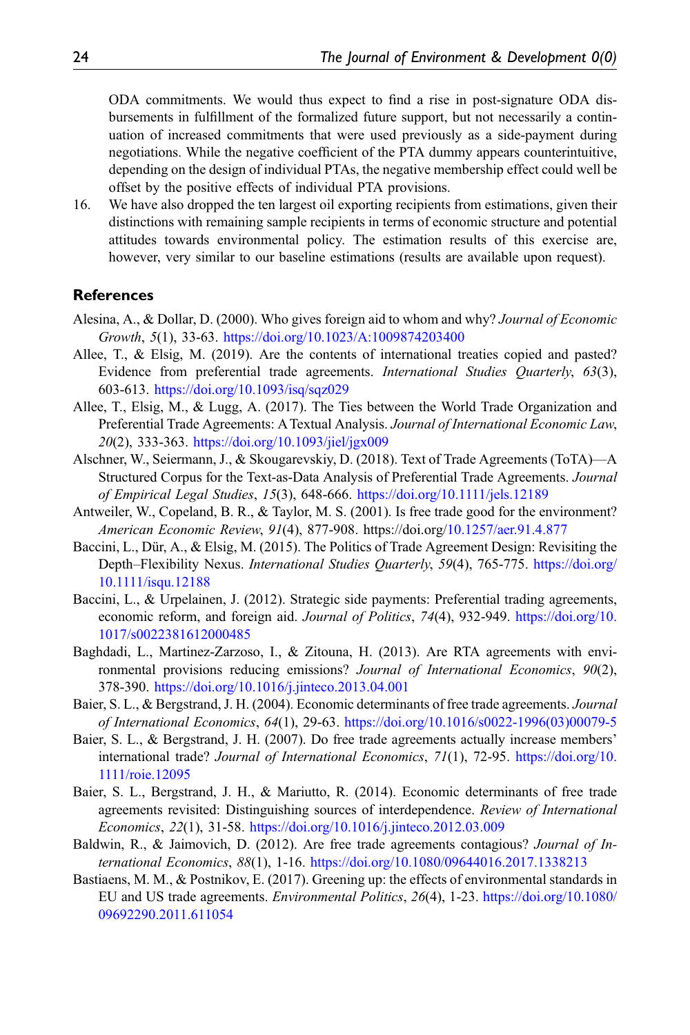ODA commitments. We would thus expect to find a rise in post-signature ODA disbursements in fulfillment of the formalized future support, but not necessarily a continuation of increased commitments that were used previously as a side-payment during negotiations. While the negative coefficient of the PTA dummy appears counterintuitive, depending on the design of individual PTAs, the negative membership effect could well be offset by the positive effects of individual PTA provisions.

16. We have also dropped the ten largest oil exporting recipients from estimations, given their distinctions with remaining sample recipients in terms of economic structure and potential attitudes towards environmental policy. The estimation results of this exercise are, however, very similar to our baseline estimations (results are available upon request).

## References

Alesina, A., & Dollar, D. (2000). Who gives foreign aid to whom and why? *Journal of Economic Growth*, *5*(1), 33-63. https://doi.org/10.1023/A:1009874203400

Allee, T., & Elsig, M. (2019). Are the contents of international treaties copied and pasted? Evidence from preferential trade agreements. *International Studies Quarterly*, *63*(3), 603-613. https://doi.org/10.1093/isq/sqz029

Allee, T., Elsig, M., & Lugg, A. (2017). The Ties between the World Trade Organization and Preferential Trade Agreements: A Textual Analysis. *Journal of International Economic Law*, *20*(2), 333-363. https://doi.org/10.1093/jiel/jgx009

Alschner, W., Seiermann, J., & Skougarevskiy, D. (2018). Text of Trade Agreements (ToTA)—A Structured Corpus for the Text-as-Data Analysis of Preferential Trade Agreements. *Journal of Empirical Legal Studies*, *15*(3), 648-666. https://doi.org/10.1111/jels.12189

Antweiler, W., Copeland, B. R., & Taylor, M. S. (2001). Is free trade good for the environment? *American Economic Review*, *91*(4), 877-908. https://doi.org/10.1257/aer.91.4.877

Baccini, L., Dür, A., & Elsig, M. (2015). The Politics of Trade Agreement Design: Revisiting the Depth–Flexibility Nexus. *International Studies Quarterly*, *59*(4), 765-775. https://doi.org/10.1111/isqu.12188

Baccini, L., & Urpelainen, J. (2012). Strategic side payments: Preferential trading agreements, economic reform, and foreign aid. *Journal of Politics*, *74*(4), 932-949. https://doi.org/10.1017/s0022381612000485

Baghdadi, L., Martinez-Zarzoso, I., & Zitouna, H. (2013). Are RTA agreements with environmental provisions reducing emissions? *Journal of International Economics*, *90*(2), 378-390. https://doi.org/10.1016/j.jinteco.2013.04.001

Baier, S. L., & Bergstrand, J. H. (2004). Economic determinants of free trade agreements. *Journal of International Economics*, *64*(1), 29-63. https://doi.org/10.1016/s0022-1996(03)00079-5

Baier, S. L., & Bergstrand, J. H. (2007). Do free trade agreements actually increase members' international trade? *Journal of International Economics*, *71*(1), 72-95. https://doi.org/10.1111/roie.12095

Baier, S. L., Bergstrand, J. H., & Mariutto, R. (2014). Economic determinants of free trade agreements revisited: Distinguishing sources of interdependence. *Review of International Economics*, *22*(1), 31-58. https://doi.org/10.1016/j.jinteco.2012.03.009

Baldwin, R., & Jaimovich, D. (2012). Are free trade agreements contagious? *Journal of International Economics*, *88*(1), 1-16. https://doi.org/10.1080/09644016.2017.1338213

Bastiaens, M. M., & Postnikov, E. (2017). Greening up: the effects of environmental standards in EU and US trade agreements. *Environmental Politics*, *26*(4), 1-23. https://doi.org/10.1080/09692290.2011.611054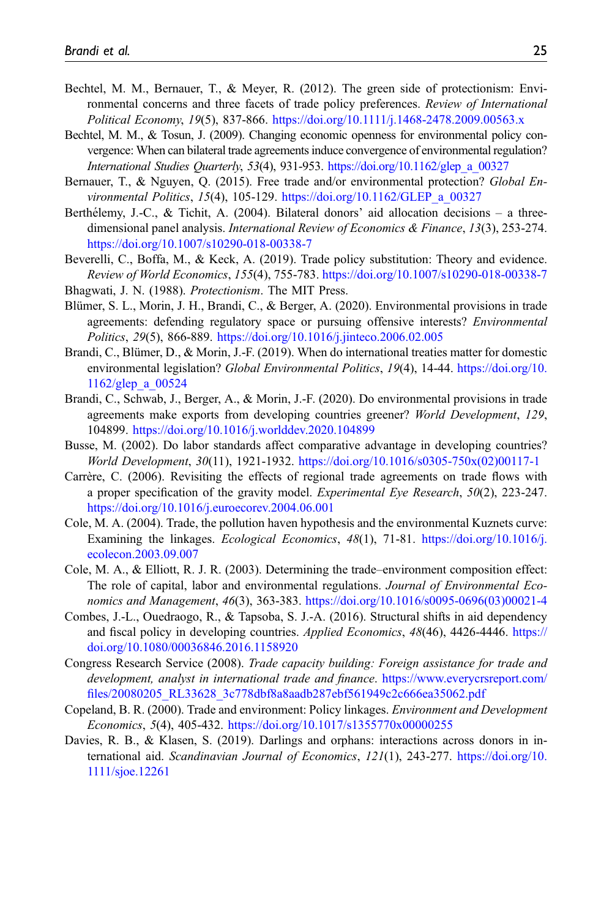Bechtel, M. M., Bernauer, T., & Meyer, R. (2012). The green side of protectionism: Environmental concerns and three facets of trade policy preferences. *Review of International Political Economy*, *19*(5), 837-866. https://doi.org/10.1111/j.1468-2478.2009.00563.x

Bechtel, M. M., & Tosun, J. (2009). Changing economic openness for environmental policy convergence: When can bilateral trade agreements induce convergence of environmental regulation? *International Studies Quarterly*, *53*(4), 931-953. https://doi.org/10.1162/glep_a_00327

Bernauer, T., & Nguyen, Q. (2015). Free trade and/or environmental protection? *Global Environmental Politics*, *15*(4), 105-129. https://doi.org/10.1162/GLEP_a_00327

Berthélemy, J.-C., & Tichit, A. (2004). Bilateral donors' aid allocation decisions – a three-dimensional panel analysis. *International Review of Economics & Finance*, *13*(3), 253-274. https://doi.org/10.1007/s10290-018-00338-7

Beverelli, C., Boffa, M., & Keck, A. (2019). Trade policy substitution: Theory and evidence. *Review of World Economics*, *155*(4), 755-783. https://doi.org/10.1007/s10290-018-00338-7

Bhagwati, J. N. (1988). *Protectionism*. The MIT Press.

Blümer, S. L., Morin, J. H., Brandi, C., & Berger, A. (2020). Environmental provisions in trade agreements: defending regulatory space or pursuing offensive interests? *Environmental Politics*, *29*(5), 866-889. https://doi.org/10.1016/j.jinteco.2006.02.005

Brandi, C., Blümer, D., & Morin, J.-F. (2019). When do international treaties matter for domestic environmental legislation? *Global Environmental Politics*, *19*(4), 14-44. https://doi.org/10.1162/glep_a_00524

Brandi, C., Schwab, J., Berger, A., & Morin, J.-F. (2020). Do environmental provisions in trade agreements make exports from developing countries greener? *World Development*, *129*, 104899. https://doi.org/10.1016/j.worlddev.2020.104899

Busse, M. (2002). Do labor standards affect comparative advantage in developing countries? *World Development*, *30*(11), 1921-1932. https://doi.org/10.1016/s0305-750x(02)00117-1

Carrère, C. (2006). Revisiting the effects of regional trade agreements on trade flows with a proper specification of the gravity model. *Experimental Eye Research*, *50*(2), 223-247. https://doi.org/10.1016/j.euroecorev.2004.06.001

Cole, M. A. (2004). Trade, the pollution haven hypothesis and the environmental Kuznets curve: Examining the linkages. *Ecological Economics*, *48*(1), 71-81. https://doi.org/10.1016/j.ecolecon.2003.09.007

Cole, M. A., & Elliott, R. J. R. (2003). Determining the trade–environment composition effect: The role of capital, labor and environmental regulations. *Journal of Environmental Economics and Management*, *46*(3), 363-383. https://doi.org/10.1016/s0095-0696(03)00021-4

Combes, J.-L., Ouedraogo, R., & Tapsoba, S. J.-A. (2016). Structural shifts in aid dependency and fiscal policy in developing countries. *Applied Economics*, *48*(46), 4426-4446. https://doi.org/10.1080/00036846.2016.1158920

Congress Research Service (2008). *Trade capacity building: Foreign assistance for trade and development, analyst in international trade and finance*. https://www.everycrsreport.com/files/20080205_RL33628_3c778dbf8a8aadb287ebf561949c2c666ea35062.pdf

Copeland, B. R. (2000). Trade and environment: Policy linkages. *Environment and Development Economics*, *5*(4), 405-432. https://doi.org/10.1017/s1355770x00000255

Davies, R. B., & Klasen, S. (2019). Darlings and orphans: interactions across donors in international aid. *Scandinavian Journal of Economics*, *121*(1), 243-277. https://doi.org/10.1111/sjoe.12261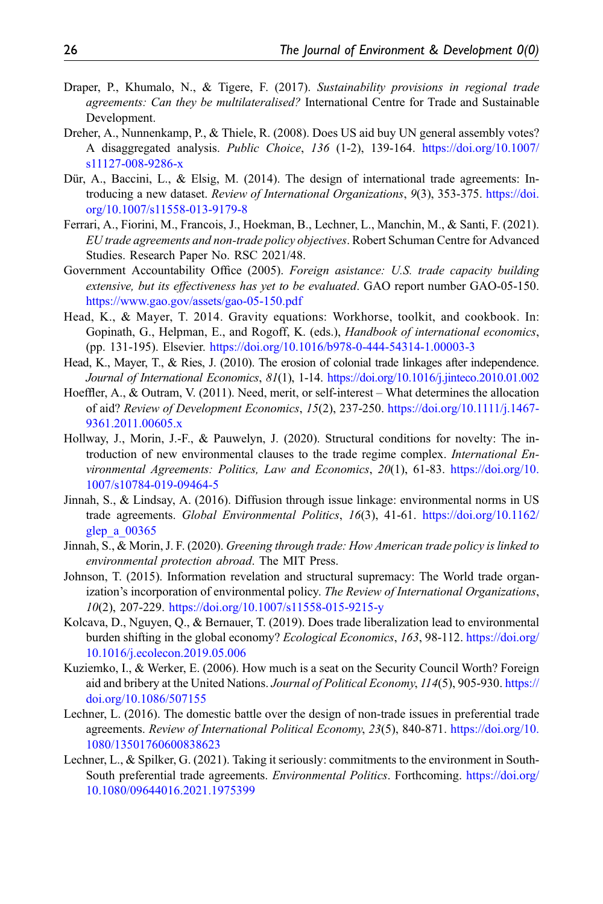Draper, P., Khumalo, N., & Tigere, F. (2017). *Sustainability provisions in regional trade agreements: Can they be multilateralised?* International Centre for Trade and Sustainable Development.

Dreher, A., Nunnenkamp, P., & Thiele, R. (2008). Does US aid buy UN general assembly votes? A disaggregated analysis. *Public Choice*, *136* (1-2), 139-164. https://doi.org/10.1007/s11127-008-9286-x

Dür, A., Baccini, L., & Elsig, M. (2014). The design of international trade agreements: Introducing a new dataset. *Review of International Organizations*, *9*(3), 353-375. https://doi.org/10.1007/s11558-013-9179-8

Ferrari, A., Fiorini, M., Francois, J., Hoekman, B., Lechner, L., Manchin, M., & Santi, F. (2021). *EU trade agreements and non-trade policy objectives*. Robert Schuman Centre for Advanced Studies. Research Paper No. RSC 2021/48.

Government Accountability Office (2005). *Foreign asistance: U.S. trade capacity building extensive, but its effectiveness has yet to be evaluated*. GAO report number GAO-05-150. https://www.gao.gov/assets/gao-05-150.pdf

Head, K., & Mayer, T. 2014. Gravity equations: Workhorse, toolkit, and cookbook. In: Gopinath, G., Helpman, E., and Rogoff, K. (eds.), *Handbook of international economics*, (pp. 131-195). Elsevier. https://doi.org/10.1016/b978-0-444-54314-1.00003-3

Head, K., Mayer, T., & Ries, J. (2010). The erosion of colonial trade linkages after independence. *Journal of International Economics*, *81*(1), 1-14. https://doi.org/10.1016/j.jinteco.2010.01.002

Hoeffler, A., & Outram, V. (2011). Need, merit, or self-interest – What determines the allocation of aid? *Review of Development Economics*, *15*(2), 237-250. https://doi.org/10.1111/j.1467-9361.2011.00605.x

Hollway, J., Morin, J.-F., & Pauwelyn, J. (2020). Structural conditions for novelty: The introduction of new environmental clauses to the trade regime complex. *International Environmental Agreements: Politics, Law and Economics*, *20*(1), 61-83. https://doi.org/10.1007/s10784-019-09464-5

Jinnah, S., & Lindsay, A. (2016). Diffusion through issue linkage: environmental norms in US trade agreements. *Global Environmental Politics*, *16*(3), 41-61. https://doi.org/10.1162/glep_a_00365

Jinnah, S., & Morin, J. F. (2020). *Greening through trade: How American trade policy is linked to environmental protection abroad*. The MIT Press.

Johnson, T. (2015). Information revelation and structural supremacy: The World trade organization's incorporation of environmental policy. *The Review of International Organizations*, *10*(2), 207-229. https://doi.org/10.1007/s11558-015-9215-y

Kolcava, D., Nguyen, Q., & Bernauer, T. (2019). Does trade liberalization lead to environmental burden shifting in the global economy? *Ecological Economics*, *163*, 98-112. https://doi.org/10.1016/j.ecolecon.2019.05.006

Kuziemko, I., & Werker, E. (2006). How much is a seat on the Security Council Worth? Foreign aid and bribery at the United Nations. *Journal of Political Economy*, *114*(5), 905-930. https://doi.org/10.1086/507155

Lechner, L. (2016). The domestic battle over the design of non-trade issues in preferential trade agreements. *Review of International Political Economy*, *23*(5), 840-871. https://doi.org/10.1080/13501760600838623

Lechner, L., & Spilker, G. (2021). Taking it seriously: commitments to the environment in South-South preferential trade agreements. *Environmental Politics*. Forthcoming. https://doi.org/10.1080/09644016.2021.1975399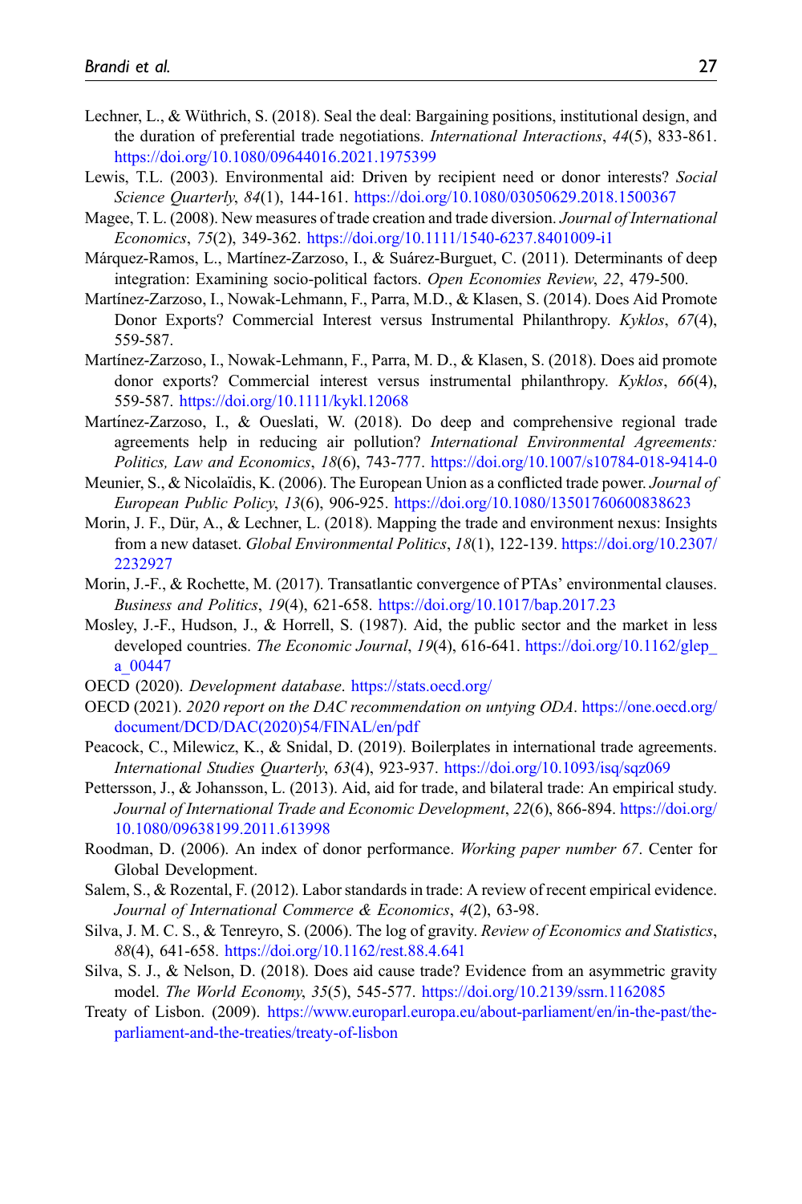Lechner, L., & Wüthrich, S. (2018). Seal the deal: Bargaining positions, institutional design, and the duration of preferential trade negotiations. *International Interactions*, *44*(5), 833-861. https://doi.org/10.1080/09644016.2021.1975399

Lewis, T.L. (2003). Environmental aid: Driven by recipient need or donor interests? *Social Science Quarterly*, *84*(1), 144-161. https://doi.org/10.1080/03050629.2018.1500367

Magee, T. L. (2008). New measures of trade creation and trade diversion. *Journal of International Economics*, *75*(2), 349-362. https://doi.org/10.1111/1540-6237.8401009-i1

Márquez-Ramos, L., Martínez-Zarzoso, I., & Suárez-Burguet, C. (2011). Determinants of deep integration: Examining socio-political factors. *Open Economies Review*, *22*, 479-500.

Martínez-Zarzoso, I., Nowak-Lehmann, F., Parra, M.D., & Klasen, S. (2014). Does Aid Promote Donor Exports? Commercial Interest versus Instrumental Philanthropy. *Kyklos*, *67*(4), 559-587.

Martínez-Zarzoso, I., Nowak-Lehmann, F., Parra, M. D., & Klasen, S. (2018). Does aid promote donor exports? Commercial interest versus instrumental philanthropy. *Kyklos*, *66*(4), 559-587. https://doi.org/10.1111/kykl.12068

Martínez-Zarzoso, I., & Oueslati, W. (2018). Do deep and comprehensive regional trade agreements help in reducing air pollution? *International Environmental Agreements: Politics, Law and Economics*, *18*(6), 743-777. https://doi.org/10.1007/s10784-018-9414-0

Meunier, S., & Nicolaïdis, K. (2006). The European Union as a conflicted trade power. *Journal of European Public Policy*, *13*(6), 906-925. https://doi.org/10.1080/13501760600838623

Morin, J. F., Dür, A., & Lechner, L. (2018). Mapping the trade and environment nexus: Insights from a new dataset. *Global Environmental Politics*, *18*(1), 122-139. https://doi.org/10.2307/2232927

Morin, J.-F., & Rochette, M. (2017). Transatlantic convergence of PTAs' environmental clauses. *Business and Politics*, *19*(4), 621-658. https://doi.org/10.1017/bap.2017.23

Mosley, J.-F., Hudson, J., & Horrell, S. (1987). Aid, the public sector and the market in less developed countries. *The Economic Journal*, *19*(4), 616-641. https://doi.org/10.1162/glep_a_00447

OECD (2020). *Development database*. https://stats.oecd.org/

OECD (2021). *2020 report on the DAC recommendation on untying ODA*. https://one.oecd.org/document/DCD/DAC(2020)54/FINAL/en/pdf

Peacock, C., Milewicz, K., & Snidal, D. (2019). Boilerplates in international trade agreements. *International Studies Quarterly*, *63*(4), 923-937. https://doi.org/10.1093/isq/sqz069

Pettersson, J., & Johansson, L. (2013). Aid, aid for trade, and bilateral trade: An empirical study. *Journal of International Trade and Economic Development*, *22*(6), 866-894. https://doi.org/10.1080/09638199.2011.613998

Roodman, D. (2006). An index of donor performance. *Working paper number 67*. Center for Global Development.

Salem, S., & Rozental, F. (2012). Labor standards in trade: A review of recent empirical evidence. *Journal of International Commerce & Economics*, *4*(2), 63-98.

Silva, J. M. C. S., & Tenreyro, S. (2006). The log of gravity. *Review of Economics and Statistics*, *88*(4), 641-658. https://doi.org/10.1162/rest.88.4.641

Silva, S. J., & Nelson, D. (2018). Does aid cause trade? Evidence from an asymmetric gravity model. *The World Economy*, *35*(5), 545-577. https://doi.org/10.2139/ssrn.1162085

Treaty of Lisbon. (2009). https://www.europarl.europa.eu/about-parliament/en/in-the-past/the-parliament-and-the-treaties/treaty-of-lisbon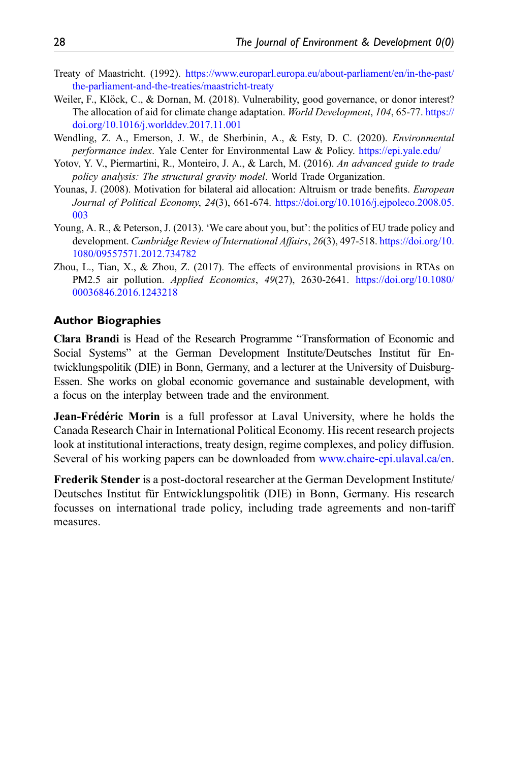Treaty of Maastricht. (1992). https://www.europarl.europa.eu/about-parliament/en/in-the-past/the-parliament-and-the-treaties/maastricht-treaty

Weiler, F., Klöck, C., & Dornan, M. (2018). Vulnerability, good governance, or donor interest? The allocation of aid for climate change adaptation. *World Development*, *104*, 65-77. https://doi.org/10.1016/j.worlddev.2017.11.001

Wendling, Z. A., Emerson, J. W., de Sherbinin, A., & Esty, D. C. (2020). *Environmental performance index*. Yale Center for Environmental Law & Policy. https://epi.yale.edu/

Yotov, Y. V., Piermartini, R., Monteiro, J. A., & Larch, M. (2016). *An advanced guide to trade policy analysis: The structural gravity model*. World Trade Organization.

Younas, J. (2008). Motivation for bilateral aid allocation: Altruism or trade benefits. *European Journal of Political Economy*, *24*(3), 661-674. https://doi.org/10.1016/j.ejpoleco.2008.05.003

Young, A. R., & Peterson, J. (2013). 'We care about you, but': the politics of EU trade policy and development. *Cambridge Review of International Affairs*, *26*(3), 497-518. https://doi.org/10.1080/09557571.2012.734782

Zhou, L., Tian, X., & Zhou, Z. (2017). The effects of environmental provisions in RTAs on PM2.5 air pollution. *Applied Economics*, *49*(27), 2630-2641. https://doi.org/10.1080/00036846.2016.1243218

## Author Biographies

**Clara Brandi** is Head of the Research Programme "Transformation of Economic and Social Systems" at the German Development Institute/Deutsches Institut für Entwicklungspolitik (DIE) in Bonn, Germany, and a lecturer at the University of Duisburg-Essen. She works on global economic governance and sustainable development, with a focus on the interplay between trade and the environment.

**Jean-Frédéric Morin** is a full professor at Laval University, where he holds the Canada Research Chair in International Political Economy. His recent research projects look at institutional interactions, treaty design, regime complexes, and policy diffusion. Several of his working papers can be downloaded from www.chaire-epi.ulaval.ca/en.

**Frederik Stender** is a post-doctoral researcher at the German Development Institute/Deutsches Institut für Entwicklungspolitik (DIE) in Bonn, Germany. His research focusses on international trade policy, including trade agreements and non-tariff measures.